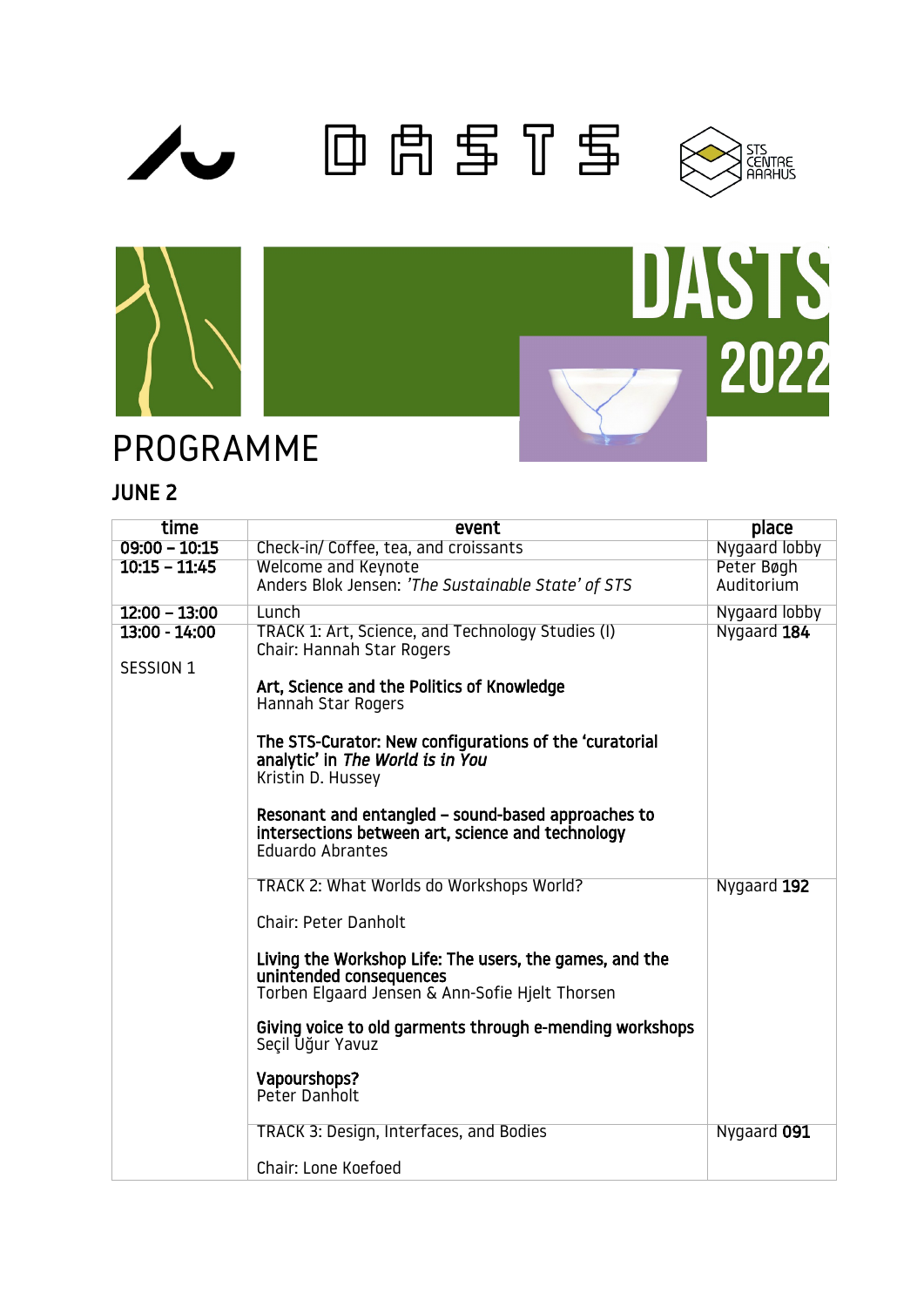DASTS

STS CENTRE AARHUS

DASTS 2022

# PROGRAMME

## JUNE 2

| time | event | place |
|---|---|---|
| **09:00 – 10:15** | Check-in/ Coffee, tea, and croissants | Nygaard lobby |
| **10:15 – 11:45** | Welcome and Keynote<br>Anders Blok Jensen: *'The Sustainable State'* of STS | Peter Bøgh Auditorium |
| **12:00 – 13:00** | Lunch | Nygaard lobby |
| **13:00 - 14:00**<br><br>SESSION 1 | TRACK 1: Art, Science, and Technology Studies (I)<br>Chair: Hannah Star Rogers<br><br>**Art, Science and the Politics of Knowledge**<br>Hannah Star Rogers<br><br>**The STS-Curator: New configurations of the 'curatorial analytic' in *The World is in You***<br>Kristin D. Hussey<br><br>**Resonant and entangled – sound-based approaches to intersections between art, science and technology**<br>Eduardo Abrantes | Nygaard **184** |
| | TRACK 2: What Worlds do Workshops World?<br><br>Chair: Peter Danholt<br><br>**Living the Workshop Life: The users, the games, and the unintended consequences**<br>Torben Elgaard Jensen & Ann-Sofie Hjelt Thorsen<br><br>**Giving voice to old garments through e-mending workshops**<br>Seçil Uğur Yavuz<br><br>**Vapourshops?**<br>Peter Danholt | Nygaard **192** |
| | TRACK 3: Design, Interfaces, and Bodies<br><br>Chair: Lone Koefoed | Nygaard **091** |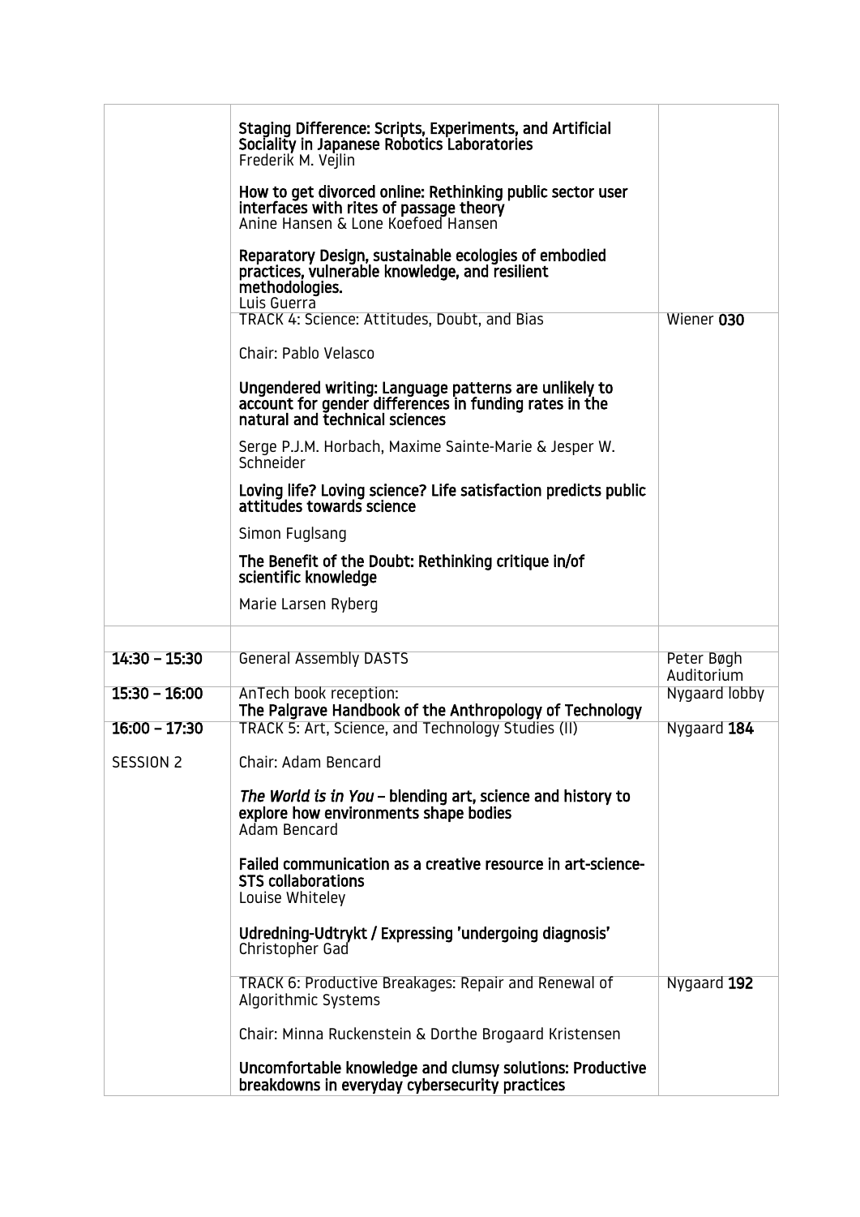| | | |
|---|---|---|
| | **Staging Difference: Scripts, Experiments, and Artificial Sociality in Japanese Robotics Laboratories**<br>Frederik M. Vejlin<br><br>**How to get divorced online: Rethinking public sector user interfaces with rites of passage theory**<br>Anine Hansen & Lone Koefoed Hansen<br><br>**Reparatory Design, sustainable ecologies of embodied practices, vulnerable knowledge, and resilient methodologies.**<br>Luis Guerra | |
| | TRACK 4: Science: Attitudes, Doubt, and Bias<br><br>Chair: Pablo Velasco<br><br>**Ungendered writing: Language patterns are unlikely to account for gender differences in funding rates in the natural and technical sciences**<br><br>Serge P.J.M. Horbach, Maxime Sainte-Marie & Jesper W. Schneider<br><br>**Loving life? Loving science? Life satisfaction predicts public attitudes towards science**<br><br>Simon Fuglsang<br><br>**The Benefit of the Doubt: Rethinking critique in/of scientific knowledge**<br><br>Marie Larsen Ryberg | Wiener **030** |
| | | |
| **14:30 – 15:30** | General Assembly DASTS | Peter Bøgh Auditorium |
| **15:30 – 16:00** | AnTech book reception:<br>**The Palgrave Handbook of the Anthropology of Technology** | Nygaard lobby |
| **16:00 – 17:30**<br><br>SESSION 2 | TRACK 5: Art, Science, and Technology Studies (II)<br><br>Chair: Adam Bencard<br><br>***The World is in You*** **– blending art, science and history to explore how environments shape bodies**<br>Adam Bencard<br><br>**Failed communication as a creative resource in art-science-STS collaborations**<br>Louise Whiteley<br><br>**Udredning-Udtrykt / Expressing 'undergoing diagnosis'**<br>Christopher Gad | Nygaard **184** |
| | TRACK 6: Productive Breakages: Repair and Renewal of Algorithmic Systems<br><br>Chair: Minna Ruckenstein & Dorthe Brogaard Kristensen<br><br>**Uncomfortable knowledge and clumsy solutions: Productive breakdowns in everyday cybersecurity practices** | Nygaard **192** |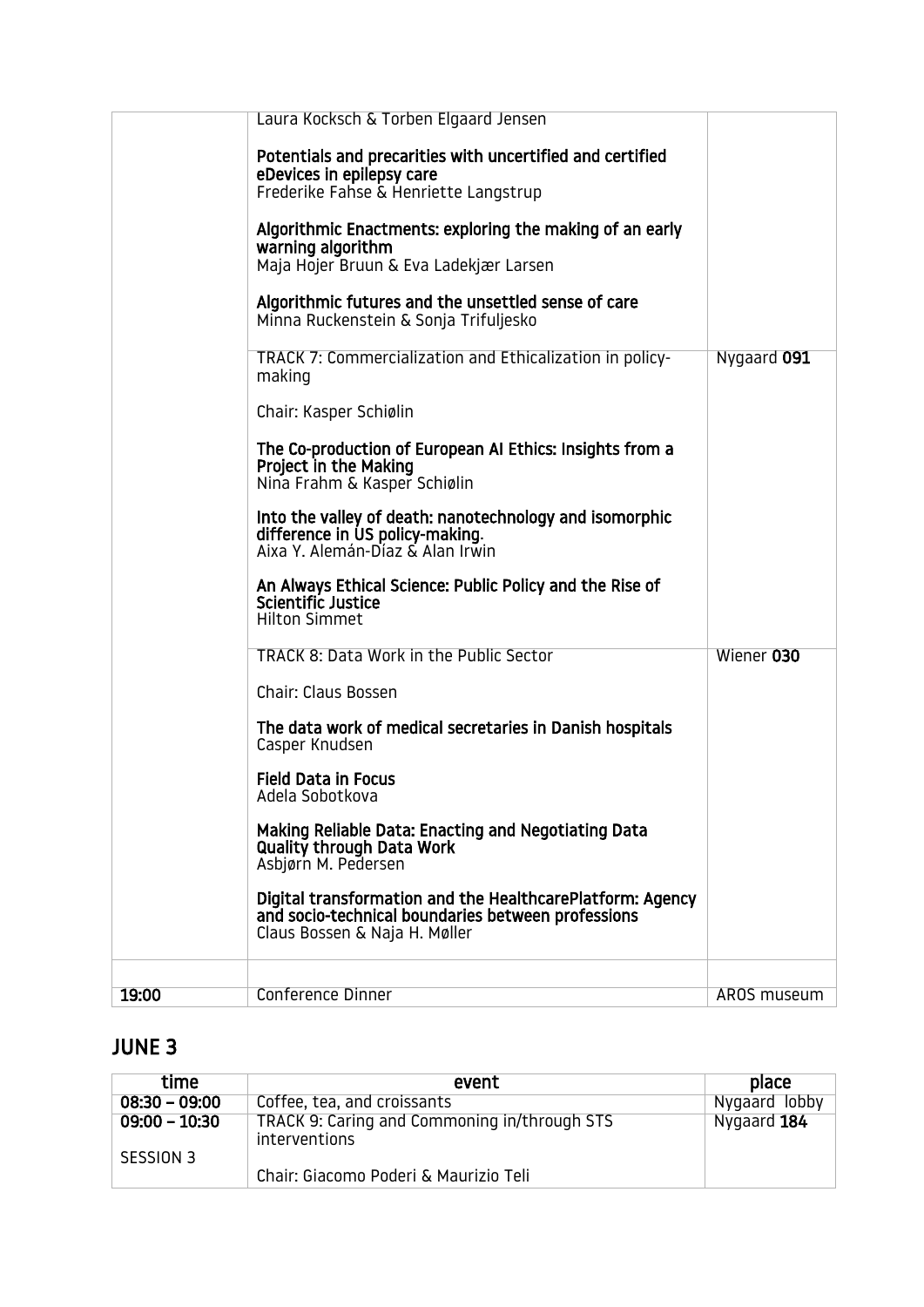| | | |
|---|---|---|
| | Laura Kocksch & Torben Elgaard Jensen<br><br>**Potentials and precarities with uncertified and certified eDevices in epilepsy care**<br>Frederike Fahse & Henriette Langstrup<br><br>**Algorithmic Enactments: exploring the making of an early warning algorithm**<br>Maja Hojer Bruun & Eva Ladekjær Larsen<br><br>**Algorithmic futures and the unsettled sense of care**<br>Minna Ruckenstein & Sonja Trifuljesko | |
| | TRACK 7: Commercialization and Ethicalization in policy-making<br><br>Chair: Kasper Schiølin<br><br>**The Co-production of European AI Ethics: Insights from a Project in the Making**<br>Nina Frahm & Kasper Schiølin<br><br>**Into the valley of death: nanotechnology and isomorphic difference in US policy-making.**<br>Aixa Y. Alemán-Díaz & Alan Irwin<br><br>**An Always Ethical Science: Public Policy and the Rise of Scientific Justice**<br>Hilton Simmet | Nygaard **091** |
| | TRACK 8: Data Work in the Public Sector<br><br>Chair: Claus Bossen<br><br>**The data work of medical secretaries in Danish hospitals**<br>Casper Knudsen<br><br>**Field Data in Focus**<br>Adela Sobotkova<br><br>**Making Reliable Data: Enacting and Negotiating Data Quality through Data Work**<br>Asbjørn M. Pedersen<br><br>**Digital transformation and the HealthcarePlatform: Agency and socio-technical boundaries between professions**<br>Claus Bossen & Naja H. Møller | Wiener **030** |
| | | |
| **19:00** | Conference Dinner | AROS museum |

## JUNE 3

| time | event | place |
|---|---|---|
| **08:30 – 09:00** | Coffee, tea, and croissants | Nygaard lobby |
| **09:00 – 10:30**<br><br>SESSION 3 | TRACK 9: Caring and Commoning in/through STS interventions<br><br>Chair: Giacomo Poderi & Maurizio Teli | Nygaard **184** |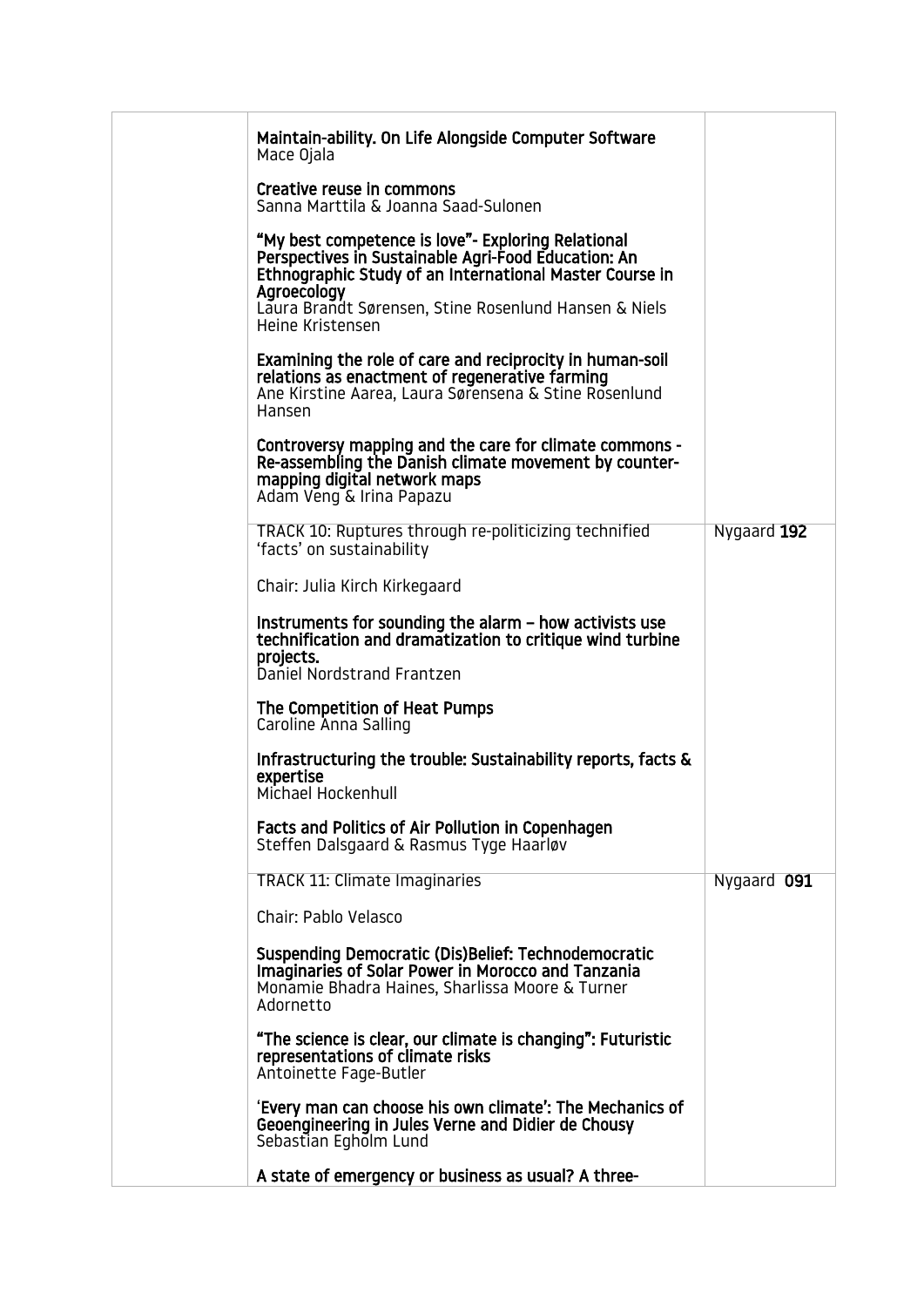| | | |
|---|---|---|
| | **Maintain-ability. On Life Alongside Computer Software**<br>Mace Ojala<br><br>**Creative reuse in commons**<br>Sanna Marttila & Joanna Saad-Sulonen<br><br>**"My best competence is love"- Exploring Relational Perspectives in Sustainable Agri-Food Education: An Ethnographic Study of an International Master Course in Agroecology**<br>Laura Brandt Sørensen, Stine Rosenlund Hansen & Niels Heine Kristensen<br><br>**Examining the role of care and reciprocity in human-soil relations as enactment of regenerative farming**<br>Ane Kirstine Aarea, Laura Sørensena & Stine Rosenlund Hansen<br><br>**Controversy mapping and the care for climate commons - Re-assembling the Danish climate movement by counter-mapping digital network maps**<br>Adam Veng & Irina Papazu | |
| | TRACK 10: Ruptures through re-politicizing technified 'facts' on sustainability<br><br>Chair: Julia Kirch Kirkegaard<br><br>**Instruments for sounding the alarm – how activists use technification and dramatization to critique wind turbine projects.**<br>Daniel Nordstrand Frantzen<br><br>**The Competition of Heat Pumps**<br>Caroline Anna Salling<br><br>**Infrastructuring the trouble: Sustainability reports, facts & expertise**<br>Michael Hockenhull<br><br>**Facts and Politics of Air Pollution in Copenhagen**<br>Steffen Dalsgaard & Rasmus Tyge Haarløv | Nygaard **192** |
| | TRACK 11: Climate Imaginaries<br><br>Chair: Pablo Velasco<br><br>**Suspending Democratic (Dis)Belief: Technodemocratic Imaginaries of Solar Power in Morocco and Tanzania**<br>Monamie Bhadra Haines, Sharlissa Moore & Turner Adornetto<br><br>**"The science is clear, our climate is changing": Futuristic representations of climate risks**<br>Antoinette Fage-Butler<br><br>**'Every man can choose his own climate': The Mechanics of Geoengineering in Jules Verne and Didier de Chousy**<br>Sebastian Egholm Lund<br><br>**A state of emergency or business as usual? A three-** | Nygaard **091** |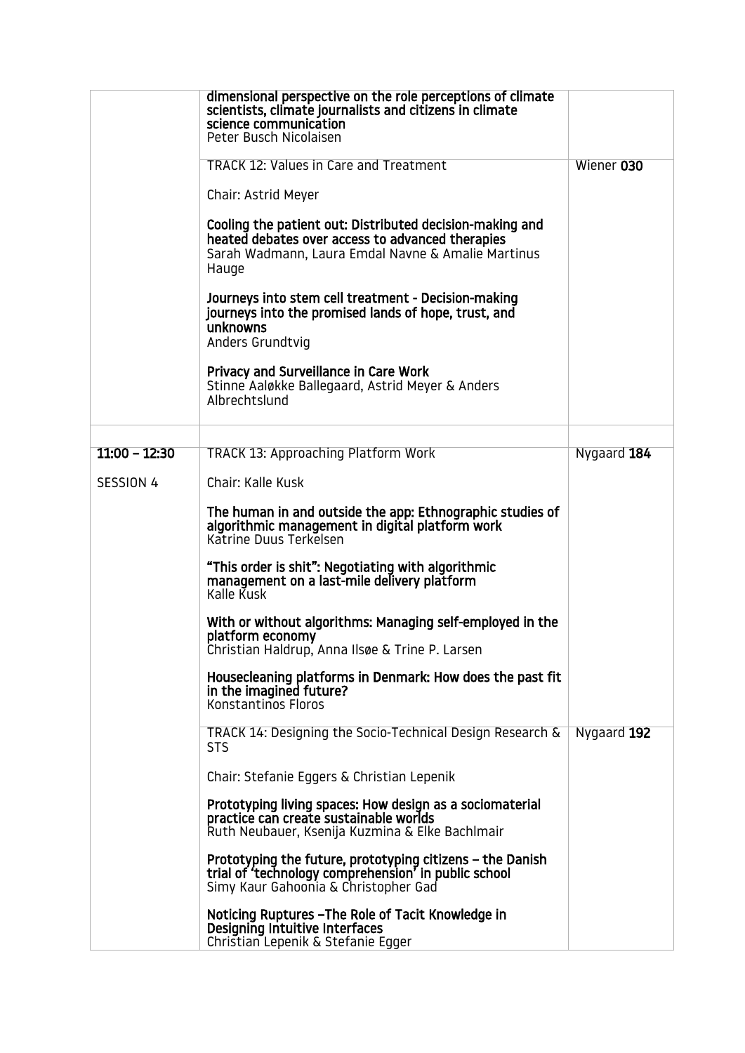| | | |
|---|---|---|
| | **dimensional perspective on the role perceptions of climate scientists, climate journalists and citizens in climate science communication**<br>Peter Busch Nicolaisen | |
| | TRACK 12: Values in Care and Treatment<br><br>Chair: Astrid Meyer<br><br>**Cooling the patient out: Distributed decision-making and heated debates over access to advanced therapies**<br>Sarah Wadmann, Laura Emdal Navne & Amalie Martinus Hauge<br><br>**Journeys into stem cell treatment - Decision-making journeys into the promised lands of hope, trust, and unknowns**<br>Anders Grundtvig<br><br>**Privacy and Surveillance in Care Work**<br>Stinne Aaløkke Ballegaard, Astrid Meyer & Anders Albrechtslund | Wiener **030** |
| | | |
| **11:00 – 12:30**<br><br>SESSION 4 | TRACK 13: Approaching Platform Work<br><br>Chair: Kalle Kusk<br><br>**The human in and outside the app: Ethnographic studies of algorithmic management in digital platform work**<br>Katrine Duus Terkelsen<br><br>**"This order is shit": Negotiating with algorithmic management on a last-mile delivery platform**<br>Kalle Kusk<br><br>**With or without algorithms: Managing self-employed in the platform economy**<br>Christian Haldrup, Anna Ilsøe & Trine P. Larsen<br><br>**Housecleaning platforms in Denmark: How does the past fit in the imagined future?**<br>Konstantinos Floros | Nygaard **184** |
| | TRACK 14: Designing the Socio-Technical Design Research & STS<br><br>Chair: Stefanie Eggers & Christian Lepenik<br><br>**Prototyping living spaces: How design as a sociomaterial practice can create sustainable worlds**<br>Ruth Neubauer, Ksenija Kuzmina & Elke Bachlmair<br><br>**Prototyping the future, prototyping citizens – the Danish trial of 'technology comprehension' in public school**<br>Simy Kaur Gahoonia & Christopher Gad<br><br>**Noticing Ruptures –The Role of Tacit Knowledge in Designing Intuitive Interfaces**<br>Christian Lepenik & Stefanie Egger | Nygaard **192** |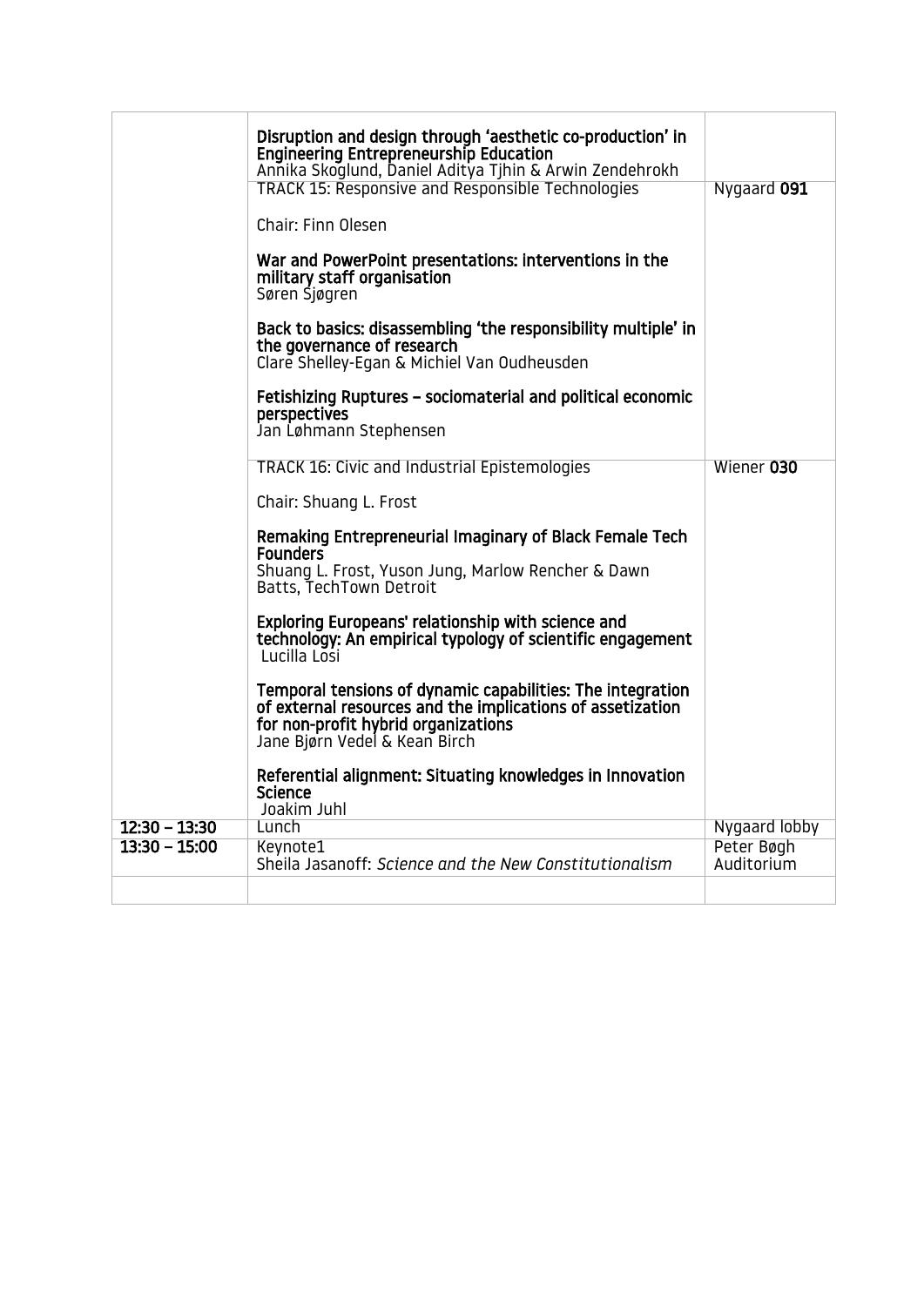| | | |
|---|---|---|
| | **Disruption and design through 'aesthetic co-production' in Engineering Entrepreneurship Education**<br>Annika Skoglund, Daniel Aditya Tjhin & Arwin Zendehrokh | |
| | TRACK 15: Responsive and Responsible Technologies<br><br>Chair: Finn Olesen<br><br>**War and PowerPoint presentations: interventions in the military staff organisation**<br>Søren Sjøgren<br><br>**Back to basics: disassembling 'the responsibility multiple' in the governance of research**<br>Clare Shelley-Egan & Michiel Van Oudheusden<br><br>**Fetishizing Ruptures – sociomaterial and political economic perspectives**<br>Jan Løhmann Stephensen | Nygaard **091** |
| | TRACK 16: Civic and Industrial Epistemologies<br><br>Chair: Shuang L. Frost<br><br>**Remaking Entrepreneurial Imaginary of Black Female Tech Founders**<br>Shuang L. Frost, Yuson Jung, Marlow Rencher & Dawn Batts, TechTown Detroit<br><br>**Exploring Europeans' relationship with science and technology: An empirical typology of scientific engagement**<br>Lucilla Losi<br><br>**Temporal tensions of dynamic capabilities: The integration of external resources and the implications of assetization for non-profit hybrid organizations**<br>Jane Bjørn Vedel & Kean Birch<br><br>**Referential alignment: Situating knowledges in Innovation Science**<br>Joakim Juhl | Wiener **030** |
| **12:30 – 13:30** | Lunch | Nygaard lobby |
| **13:30 – 15:00** | Keynote1<br>Sheila Jasanoff: *Science and the New Constitutionalism* | Peter Bøgh Auditorium |
| | | |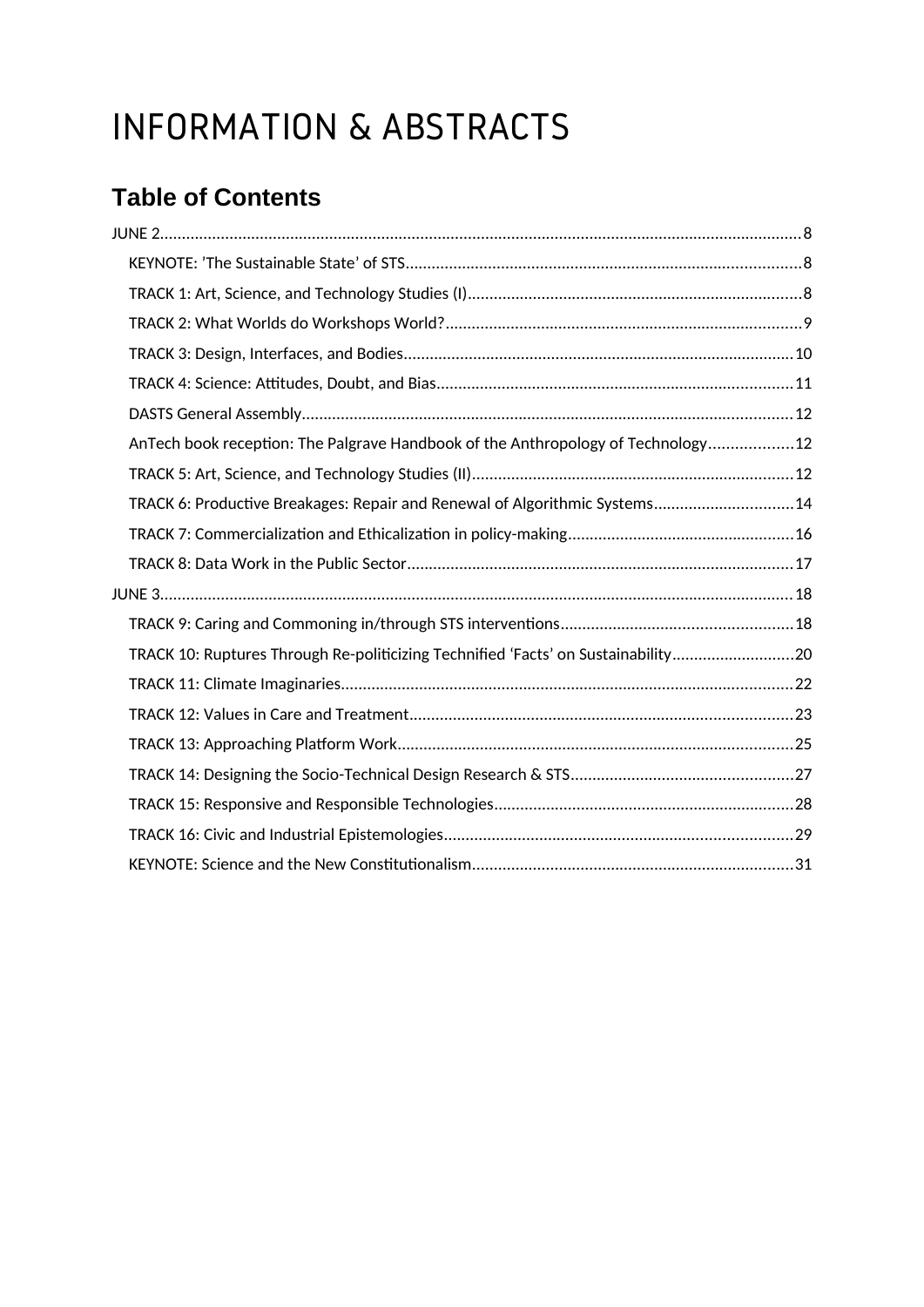# INFORMATION & ABSTRACTS

## Table of Contents

- JUNE 2 ... 8
  - KEYNOTE: 'The Sustainable State' of STS ... 8
  - TRACK 1: Art, Science, and Technology Studies (I) ... 8
  - TRACK 2: What Worlds do Workshops World? ... 9
  - TRACK 3: Design, Interfaces, and Bodies ... 10
  - TRACK 4: Science: Attitudes, Doubt, and Bias ... 11
  - DASTS General Assembly ... 12
  - AnTech book reception: The Palgrave Handbook of the Anthropology of Technology ... 12
  - TRACK 5: Art, Science, and Technology Studies (II) ... 12
  - TRACK 6: Productive Breakages: Repair and Renewal of Algorithmic Systems ... 14
  - TRACK 7: Commercialization and Ethicalization in policy-making ... 16
  - TRACK 8: Data Work in the Public Sector ... 17
- JUNE 3 ... 18
  - TRACK 9: Caring and Commoning in/through STS interventions ... 18
  - TRACK 10: Ruptures Through Re-politicizing Technified 'Facts' on Sustainability ... 20
  - TRACK 11: Climate Imaginaries ... 22
  - TRACK 12: Values in Care and Treatment ... 23
  - TRACK 13: Approaching Platform Work ... 25
  - TRACK 14: Designing the Socio-Technical Design Research & STS ... 27
  - TRACK 15: Responsive and Responsible Technologies ... 28
  - TRACK 16: Civic and Industrial Epistemologies ... 29
  - KEYNOTE: Science and the New Constitutionalism ... 31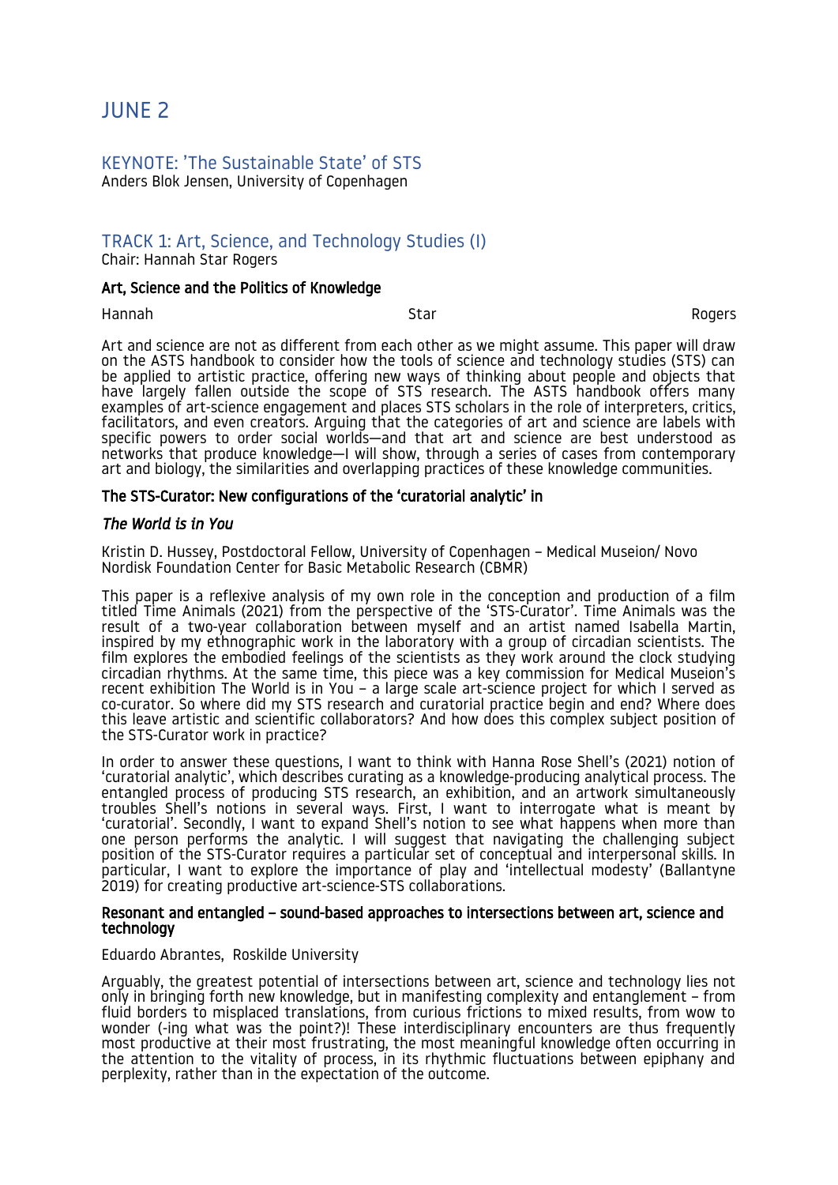# JUNE 2

## KEYNOTE: 'The Sustainable State' of STS

Anders Blok Jensen, University of Copenhagen

## TRACK 1: Art, Science, and Technology Studies (I)

Chair: Hannah Star Rogers

### Art, Science and the Politics of Knowledge

Hannah Star Rogers

Art and science are not as different from each other as we might assume. This paper will draw on the ASTS handbook to consider how the tools of science and technology studies (STS) can be applied to artistic practice, offering new ways of thinking about people and objects that have largely fallen outside the scope of STS research. The ASTS handbook offers many examples of art-science engagement and places STS scholars in the role of interpreters, critics, facilitators, and even creators. Arguing that the categories of art and science are labels with specific powers to order social worlds—and that art and science are best understood as networks that produce knowledge—I will show, through a series of cases from contemporary art and biology, the similarities and overlapping practices of these knowledge communities.

### The STS-Curator: New configurations of the 'curatorial analytic' in *The World is in You*

Kristin D. Hussey, Postdoctoral Fellow, University of Copenhagen – Medical Museion/ Novo Nordisk Foundation Center for Basic Metabolic Research (CBMR)

This paper is a reflexive analysis of my own role in the conception and production of a film titled Time Animals (2021) from the perspective of the 'STS-Curator'. Time Animals was the result of a two-year collaboration between myself and an artist named Isabella Martin, inspired by my ethnographic work in the laboratory with a group of circadian scientists. The film explores the embodied feelings of the scientists as they work around the clock studying circadian rhythms. At the same time, this piece was a key commission for Medical Museion's recent exhibition The World is in You – a large scale art-science project for which I served as co-curator. So where did my STS research and curatorial practice begin and end? Where does this leave artistic and scientific collaborators? And how does this complex subject position of the STS-Curator work in practice?

In order to answer these questions, I want to think with Hanna Rose Shell's (2021) notion of 'curatorial analytic', which describes curating as a knowledge-producing analytical process. The entangled process of producing STS research, an exhibition, and an artwork simultaneously troubles Shell's notions in several ways. First, I want to interrogate what is meant by 'curatorial'. Secondly, I want to expand Shell's notion to see what happens when more than one person performs the analytic. I will suggest that navigating the challenging subject position of the STS-Curator requires a particular set of conceptual and interpersonal skills. In particular, I want to explore the importance of play and 'intellectual modesty' (Ballantyne 2019) for creating productive art-science-STS collaborations.

### Resonant and entangled – sound-based approaches to intersections between art, science and technology

Eduardo Abrantes, Roskilde University

Arguably, the greatest potential of intersections between art, science and technology lies not only in bringing forth new knowledge, but in manifesting complexity and entanglement – from fluid borders to misplaced translations, from curious frictions to mixed results, from wow to wonder (-ing what was the point?)! These interdisciplinary encounters are thus frequently most productive at their most frustrating, the most meaningful knowledge often occurring in the attention to the vitality of process, in its rhythmic fluctuations between epiphany and perplexity, rather than in the expectation of the outcome.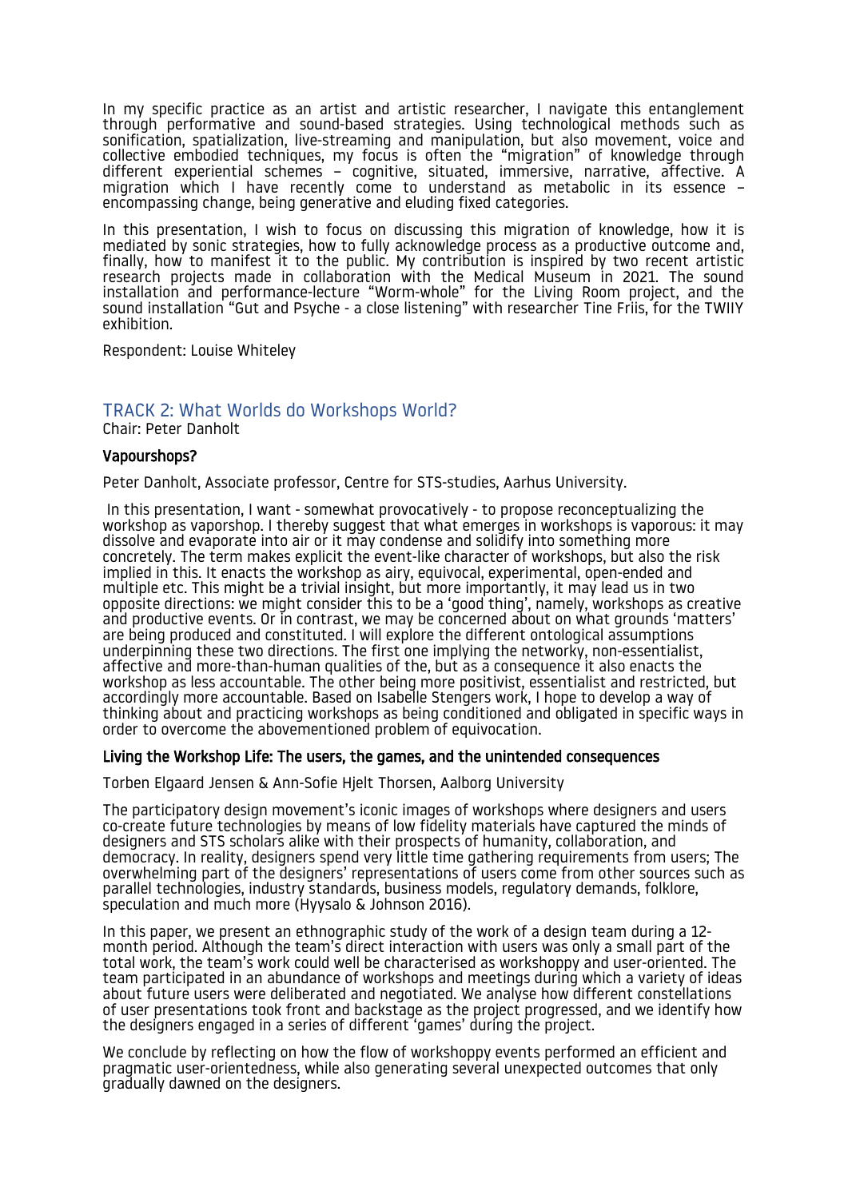In my specific practice as an artist and artistic researcher, I navigate this entanglement through performative and sound-based strategies. Using technological methods such as sonification, spatialization, live-streaming and manipulation, but also movement, voice and collective embodied techniques, my focus is often the "migration" of knowledge through different experiential schemes – cognitive, situated, immersive, narrative, affective. A migration which I have recently come to understand as metabolic in its essence – encompassing change, being generative and eluding fixed categories.

In this presentation, I wish to focus on discussing this migration of knowledge, how it is mediated by sonic strategies, how to fully acknowledge process as a productive outcome and, finally, how to manifest it to the public. My contribution is inspired by two recent artistic research projects made in collaboration with the Medical Museum in 2021. The sound installation and performance-lecture "Worm-whole" for the Living Room project, and the sound installation "Gut and Psyche - a close listening" with researcher Tine Friis, for the TWIIY exhibition.

Respondent: Louise Whiteley

## TRACK 2: What Worlds do Workshops World?

Chair: Peter Danholt

### Vapourshops?

Peter Danholt, Associate professor, Centre for STS-studies, Aarhus University.

In this presentation, I want - somewhat provocatively - to propose reconceptualizing the workshop as vaporshop. I thereby suggest that what emerges in workshops is vaporous: it may dissolve and evaporate into air or it may condense and solidify into something more concretely. The term makes explicit the event-like character of workshops, but also the risk implied in this. It enacts the workshop as airy, equivocal, experimental, open-ended and multiple etc. This might be a trivial insight, but more importantly, it may lead us in two opposite directions: we might consider this to be a 'good thing', namely, workshops as creative and productive events. Or in contrast, we may be concerned about on what grounds 'matters' are being produced and constituted. I will explore the different ontological assumptions underpinning these two directions. The first one implying the networky, non-essentialist, affective and more-than-human qualities of the, but as a consequence it also enacts the workshop as less accountable. The other being more positivist, essentialist and restricted, but accordingly more accountable. Based on Isabelle Stengers work, I hope to develop a way of thinking about and practicing workshops as being conditioned and obligated in specific ways in order to overcome the abovementioned problem of equivocation.

### Living the Workshop Life: The users, the games, and the unintended consequences

Torben Elgaard Jensen & Ann-Sofie Hjelt Thorsen, Aalborg University

The participatory design movement's iconic images of workshops where designers and users co-create future technologies by means of low fidelity materials have captured the minds of designers and STS scholars alike with their prospects of humanity, collaboration, and democracy. In reality, designers spend very little time gathering requirements from users; The overwhelming part of the designers' representations of users come from other sources such as parallel technologies, industry standards, business models, regulatory demands, folklore, speculation and much more (Hyysalo & Johnson 2016).

In this paper, we present an ethnographic study of the work of a design team during a 12-month period. Although the team's direct interaction with users was only a small part of the total work, the team's work could well be characterised as workshoppy and user-oriented. The team participated in an abundance of workshops and meetings during which a variety of ideas about future users were deliberated and negotiated. We analyse how different constellations of user presentations took front and backstage as the project progressed, and we identify how the designers engaged in a series of different 'games' during the project.

We conclude by reflecting on how the flow of workshoppy events performed an efficient and pragmatic user-orientedness, while also generating several unexpected outcomes that only gradually dawned on the designers.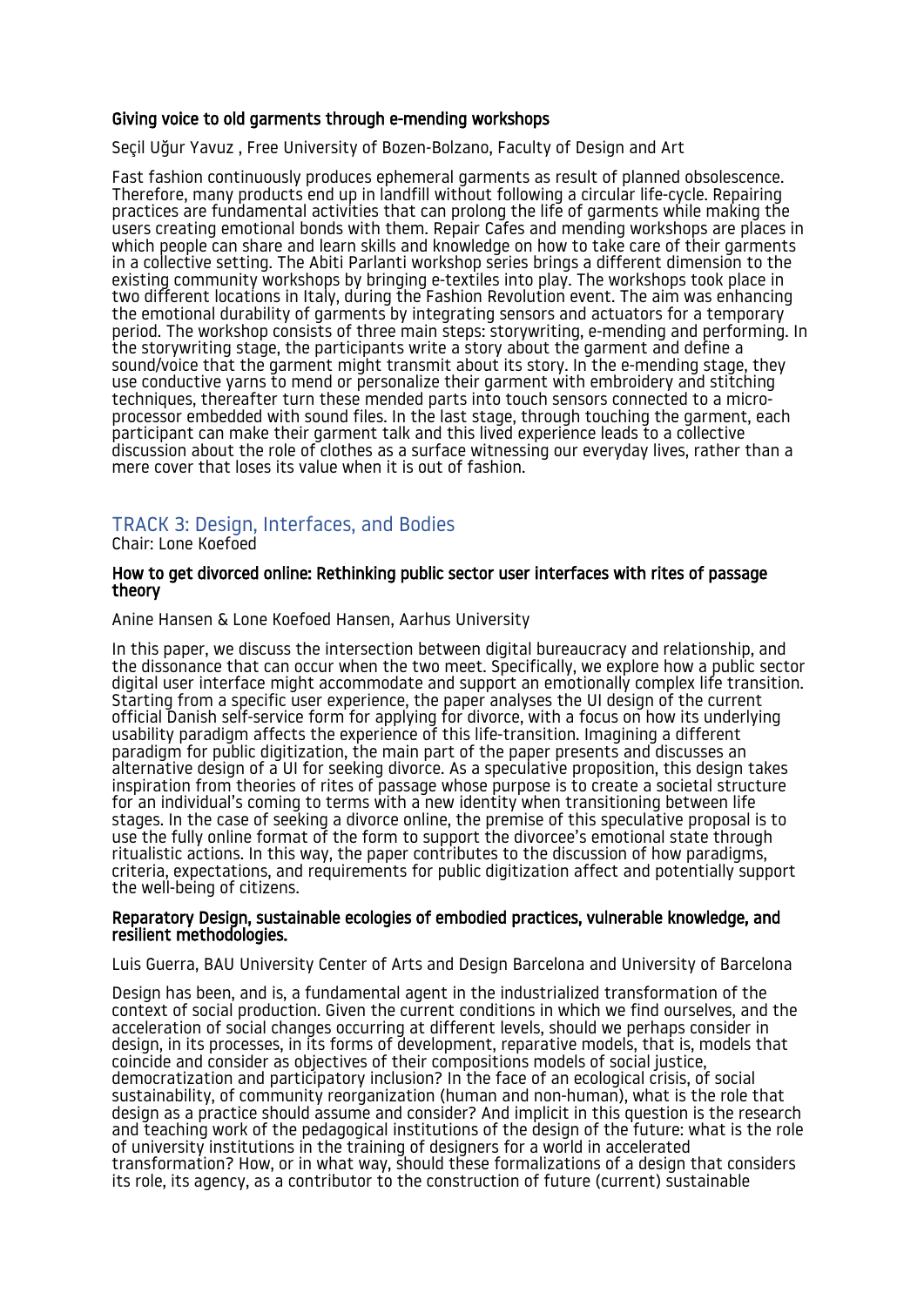### Giving voice to old garments through e-mending workshops

Seçil Uğur Yavuz , Free University of Bozen-Bolzano, Faculty of Design and Art

Fast fashion continuously produces ephemeral garments as result of planned obsolescence. Therefore, many products end up in landfill without following a circular life-cycle. Repairing practices are fundamental activities that can prolong the life of garments while making the users creating emotional bonds with them. Repair Cafes and mending workshops are places in which people can share and learn skills and knowledge on how to take care of their garments in a collective setting. The Abiti Parlanti workshop series brings a different dimension to the existing community workshops by bringing e-textiles into play. The workshops took place in two different locations in Italy, during the Fashion Revolution event. The aim was enhancing the emotional durability of garments by integrating sensors and actuators for a temporary period. The workshop consists of three main steps: storywriting, e-mending and performing. In the storywriting stage, the participants write a story about the garment and define a sound/voice that the garment might transmit about its story. In the e-mending stage, they use conductive yarns to mend or personalize their garment with embroidery and stitching techniques, thereafter turn these mended parts into touch sensors connected to a micro-processor embedded with sound files. In the last stage, through touching the garment, each participant can make their garment talk and this lived experience leads to a collective discussion about the role of clothes as a surface witnessing our everyday lives, rather than a mere cover that loses its value when it is out of fashion.

## TRACK 3: Design, Interfaces, and Bodies

Chair: Lone Koefoed

### How to get divorced online: Rethinking public sector user interfaces with rites of passage theory

Anine Hansen & Lone Koefoed Hansen, Aarhus University

In this paper, we discuss the intersection between digital bureaucracy and relationship, and the dissonance that can occur when the two meet. Specifically, we explore how a public sector digital user interface might accommodate and support an emotionally complex life transition. Starting from a specific user experience, the paper analyses the UI design of the current official Danish self-service form for applying for divorce, with a focus on how its underlying usability paradigm affects the experience of this life-transition. Imagining a different paradigm for public digitization, the main part of the paper presents and discusses an alternative design of a UI for seeking divorce. As a speculative proposition, this design takes inspiration from theories of rites of passage whose purpose is to create a societal structure for an individual's coming to terms with a new identity when transitioning between life stages. In the case of seeking a divorce online, the premise of this speculative proposal is to use the fully online format of the form to support the divorcee's emotional state through ritualistic actions. In this way, the paper contributes to the discussion of how paradigms, criteria, expectations, and requirements for public digitization affect and potentially support the well-being of citizens.

### Reparatory Design, sustainable ecologies of embodied practices, vulnerable knowledge, and resilient methodologies.

Luis Guerra, BAU University Center of Arts and Design Barcelona and University of Barcelona

Design has been, and is, a fundamental agent in the industrialized transformation of the context of social production. Given the current conditions in which we find ourselves, and the acceleration of social changes occurring at different levels, should we perhaps consider in design, in its processes, in its forms of development, reparative models, that is, models that coincide and consider as objectives of their compositions models of social justice, democratization and participatory inclusion? In the face of an ecological crisis, of social sustainability, of community reorganization (human and non-human), what is the role that design as a practice should assume and consider? And implicit in this question is the research and teaching work of the pedagogical institutions of the design of the future: what is the role of university institutions in the training of designers for a world in accelerated transformation? How, or in what way, should these formalizations of a design that considers its role, its agency, as a contributor to the construction of future (current) sustainable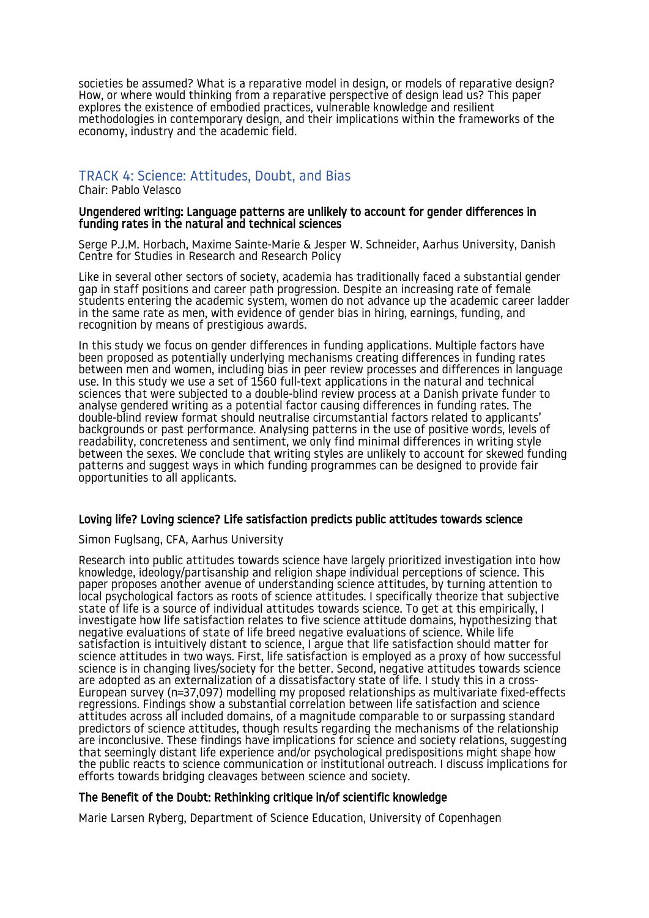societies be assumed? What is a reparative model in design, or models of reparative design? How, or where would thinking from a reparative perspective of design lead us? This paper explores the existence of embodied practices, vulnerable knowledge and resilient methodologies in contemporary design, and their implications within the frameworks of the economy, industry and the academic field.

## TRACK 4: Science: Attitudes, Doubt, and Bias

Chair: Pablo Velasco

### Ungendered writing: Language patterns are unlikely to account for gender differences in funding rates in the natural and technical sciences

Serge P.J.M. Horbach, Maxime Sainte-Marie & Jesper W. Schneider, Aarhus University, Danish Centre for Studies in Research and Research Policy

Like in several other sectors of society, academia has traditionally faced a substantial gender gap in staff positions and career path progression. Despite an increasing rate of female students entering the academic system, women do not advance up the academic career ladder in the same rate as men, with evidence of gender bias in hiring, earnings, funding, and recognition by means of prestigious awards.

In this study we focus on gender differences in funding applications. Multiple factors have been proposed as potentially underlying mechanisms creating differences in funding rates between men and women, including bias in peer review processes and differences in language use. In this study we use a set of 1560 full-text applications in the natural and technical sciences that were subjected to a double-blind review process at a Danish private funder to analyse gendered writing as a potential factor causing differences in funding rates. The double-blind review format should neutralise circumstantial factors related to applicants' backgrounds or past performance. Analysing patterns in the use of positive words, levels of readability, concreteness and sentiment, we only find minimal differences in writing style between the sexes. We conclude that writing styles are unlikely to account for skewed funding patterns and suggest ways in which funding programmes can be designed to provide fair opportunities to all applicants.

### Loving life? Loving science? Life satisfaction predicts public attitudes towards science

Simon Fuglsang, CFA, Aarhus University

Research into public attitudes towards science have largely prioritized investigation into how knowledge, ideology/partisanship and religion shape individual perceptions of science. This paper proposes another avenue of understanding science attitudes, by turning attention to local psychological factors as roots of science attitudes. I specifically theorize that subjective state of life is a source of individual attitudes towards science. To get at this empirically, I investigate how life satisfaction relates to five science attitude domains, hypothesizing that negative evaluations of state of life breed negative evaluations of science. While life satisfaction is intuitively distant to science, I argue that life satisfaction should matter for science attitudes in two ways. First, life satisfaction is employed as a proxy of how successful science is in changing lives/society for the better. Second, negative attitudes towards science are adopted as an externalization of a dissatisfactory state of life. I study this in a cross-European survey (n=37,097) modelling my proposed relationships as multivariate fixed-effects regressions. Findings show a substantial correlation between life satisfaction and science attitudes across all included domains, of a magnitude comparable to or surpassing standard predictors of science attitudes, though results regarding the mechanisms of the relationship are inconclusive. These findings have implications for science and society relations, suggesting that seemingly distant life experience and/or psychological predispositions might shape how the public reacts to science communication or institutional outreach. I discuss implications for efforts towards bridging cleavages between science and society.

### The Benefit of the Doubt: Rethinking critique in/of scientific knowledge

Marie Larsen Ryberg, Department of Science Education, University of Copenhagen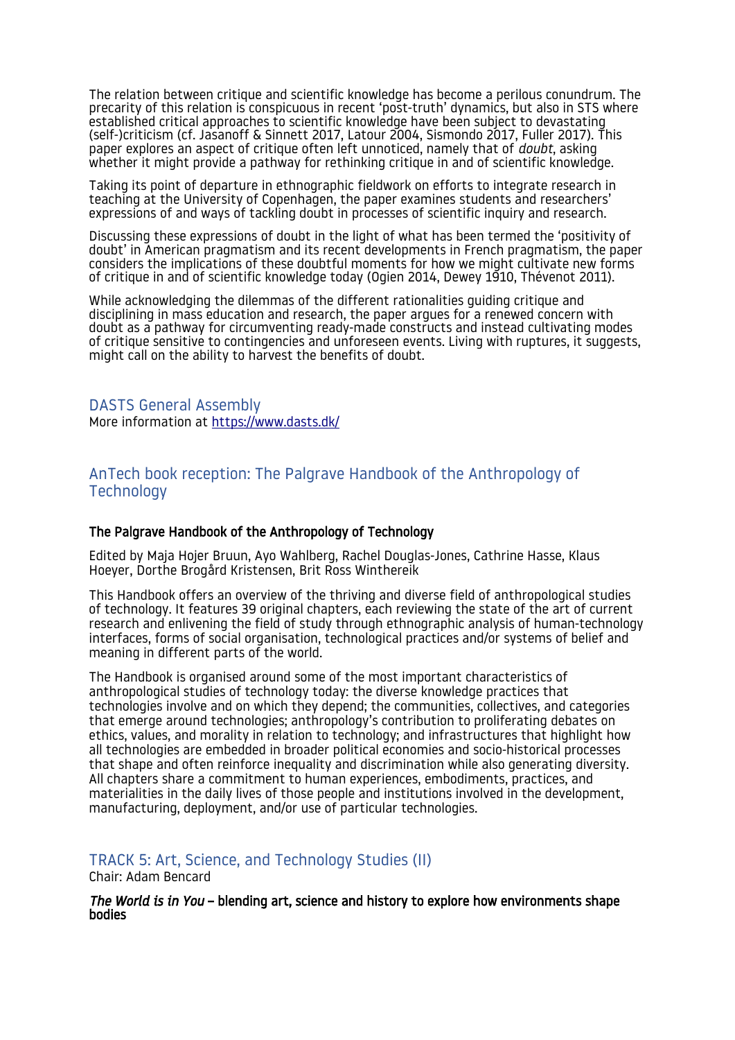The relation between critique and scientific knowledge has become a perilous conundrum. The precarity of this relation is conspicuous in recent 'post-truth' dynamics, but also in STS where established critical approaches to scientific knowledge have been subject to devastating (self-)criticism (cf. Jasanoff & Sinnett 2017, Latour 2004, Sismondo 2017, Fuller 2017). This paper explores an aspect of critique often left unnoticed, namely that of *doubt*, asking whether it might provide a pathway for rethinking critique in and of scientific knowledge.

Taking its point of departure in ethnographic fieldwork on efforts to integrate research in teaching at the University of Copenhagen, the paper examines students and researchers' expressions of and ways of tackling doubt in processes of scientific inquiry and research.

Discussing these expressions of doubt in the light of what has been termed the 'positivity of doubt' in American pragmatism and its recent developments in French pragmatism, the paper considers the implications of these doubtful moments for how we might cultivate new forms of critique in and of scientific knowledge today (Ogien 2014, Dewey 1910, Thévenot 2011).

While acknowledging the dilemmas of the different rationalities guiding critique and disciplining in mass education and research, the paper argues for a renewed concern with doubt as a pathway for circumventing ready-made constructs and instead cultivating modes of critique sensitive to contingencies and unforeseen events. Living with ruptures, it suggests, might call on the ability to harvest the benefits of doubt.

## DASTS General Assembly

More information at https://www.dasts.dk/

## AnTech book reception: The Palgrave Handbook of the Anthropology of Technology

**The Palgrave Handbook of the Anthropology of Technology**

Edited by Maja Hojer Bruun, Ayo Wahlberg, Rachel Douglas-Jones, Cathrine Hasse, Klaus Hoeyer, Dorthe Brogård Kristensen, Brit Ross Winthereik

This Handbook offers an overview of the thriving and diverse field of anthropological studies of technology. It features 39 original chapters, each reviewing the state of the art of current research and enlivening the field of study through ethnographic analysis of human-technology interfaces, forms of social organisation, technological practices and/or systems of belief and meaning in different parts of the world.

The Handbook is organised around some of the most important characteristics of anthropological studies of technology today: the diverse knowledge practices that technologies involve and on which they depend; the communities, collectives, and categories that emerge around technologies; anthropology's contribution to proliferating debates on ethics, values, and morality in relation to technology; and infrastructures that highlight how all technologies are embedded in broader political economies and socio-historical processes that shape and often reinforce inequality and discrimination while also generating diversity. All chapters share a commitment to human experiences, embodiments, practices, and materialities in the daily lives of those people and institutions involved in the development, manufacturing, deployment, and/or use of particular technologies.

## TRACK 5: Art, Science, and Technology Studies (II)

Chair: Adam Bencard

***The World is in You*** **– blending art, science and history to explore how environments shape bodies**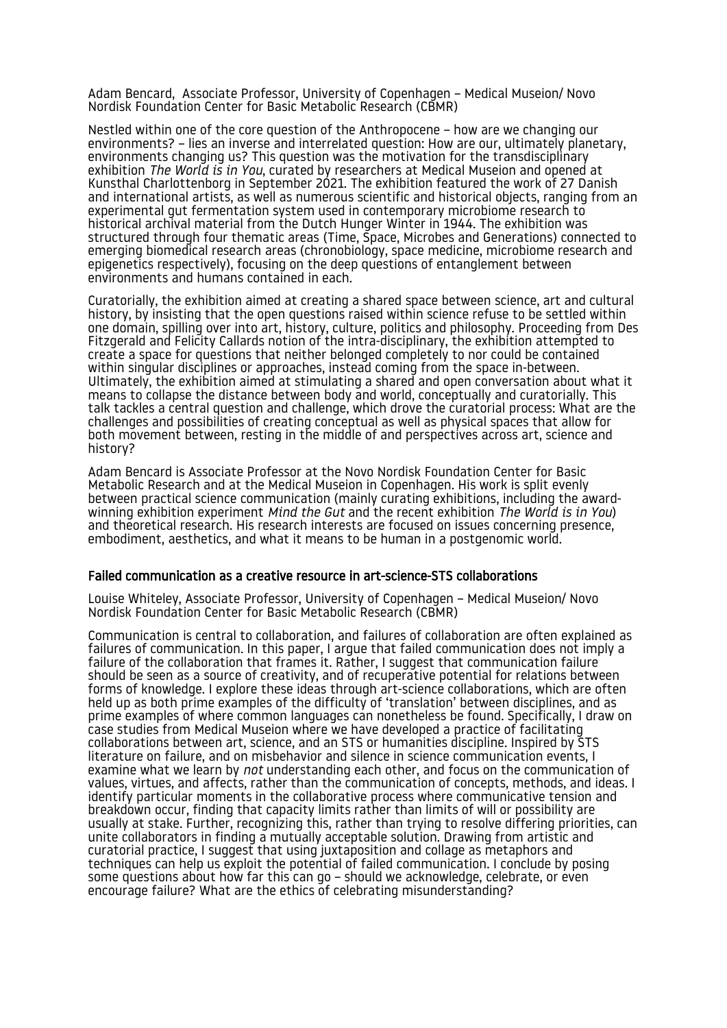Adam Bencard, Associate Professor, University of Copenhagen – Medical Museion/ Novo Nordisk Foundation Center for Basic Metabolic Research (CBMR)

Nestled within one of the core question of the Anthropocene – how are we changing our environments? – lies an inverse and interrelated question: How are our, ultimately planetary, environments changing us? This question was the motivation for the transdisciplinary exhibition *The World is in You*, curated by researchers at Medical Museion and opened at Kunsthal Charlottenborg in September 2021. The exhibition featured the work of 27 Danish and international artists, as well as numerous scientific and historical objects, ranging from an experimental gut fermentation system used in contemporary microbiome research to historical archival material from the Dutch Hunger Winter in 1944. The exhibition was structured through four thematic areas (Time, Space, Microbes and Generations) connected to emerging biomedical research areas (chronobiology, space medicine, microbiome research and epigenetics respectively), focusing on the deep questions of entanglement between environments and humans contained in each.

Curatorially, the exhibition aimed at creating a shared space between science, art and cultural history, by insisting that the open questions raised within science refuse to be settled within one domain, spilling over into art, history, culture, politics and philosophy. Proceeding from Des Fitzgerald and Felicity Callards notion of the intra-disciplinary, the exhibition attempted to create a space for questions that neither belonged completely to nor could be contained within singular disciplines or approaches, instead coming from the space in-between. Ultimately, the exhibition aimed at stimulating a shared and open conversation about what it means to collapse the distance between body and world, conceptually and curatorially. This talk tackles a central question and challenge, which drove the curatorial process: What are the challenges and possibilities of creating conceptual as well as physical spaces that allow for both movement between, resting in the middle of and perspectives across art, science and history?

Adam Bencard is Associate Professor at the Novo Nordisk Foundation Center for Basic Metabolic Research and at the Medical Museion in Copenhagen. His work is split evenly between practical science communication (mainly curating exhibitions, including the award-winning exhibition experiment *Mind the Gut* and the recent exhibition *The World is in You*) and theoretical research. His research interests are focused on issues concerning presence, embodiment, aesthetics, and what it means to be human in a postgenomic world.

### Failed communication as a creative resource in art-science-STS collaborations

Louise Whiteley, Associate Professor, University of Copenhagen – Medical Museion/ Novo Nordisk Foundation Center for Basic Metabolic Research (CBMR)

Communication is central to collaboration, and failures of collaboration are often explained as failures of communication. In this paper, I argue that failed communication does not imply a failure of the collaboration that frames it. Rather, I suggest that communication failure should be seen as a source of creativity, and of recuperative potential for relations between forms of knowledge. I explore these ideas through art-science collaborations, which are often held up as both prime examples of the difficulty of 'translation' between disciplines, and as prime examples of where common languages can nonetheless be found. Specifically, I draw on case studies from Medical Museion where we have developed a practice of facilitating collaborations between art, science, and an STS or humanities discipline. Inspired by STS literature on failure, and on misbehavior and silence in science communication events, I examine what we learn by *not* understanding each other, and focus on the communication of values, virtues, and affects, rather than the communication of concepts, methods, and ideas. I identify particular moments in the collaborative process where communicative tension and breakdown occur, finding that capacity limits rather than limits of will or possibility are usually at stake. Further, recognizing this, rather than trying to resolve differing priorities, can unite collaborators in finding a mutually acceptable solution. Drawing from artistic and curatorial practice, I suggest that using juxtaposition and collage as metaphors and techniques can help us exploit the potential of failed communication. I conclude by posing some questions about how far this can go – should we acknowledge, celebrate, or even encourage failure? What are the ethics of celebrating misunderstanding?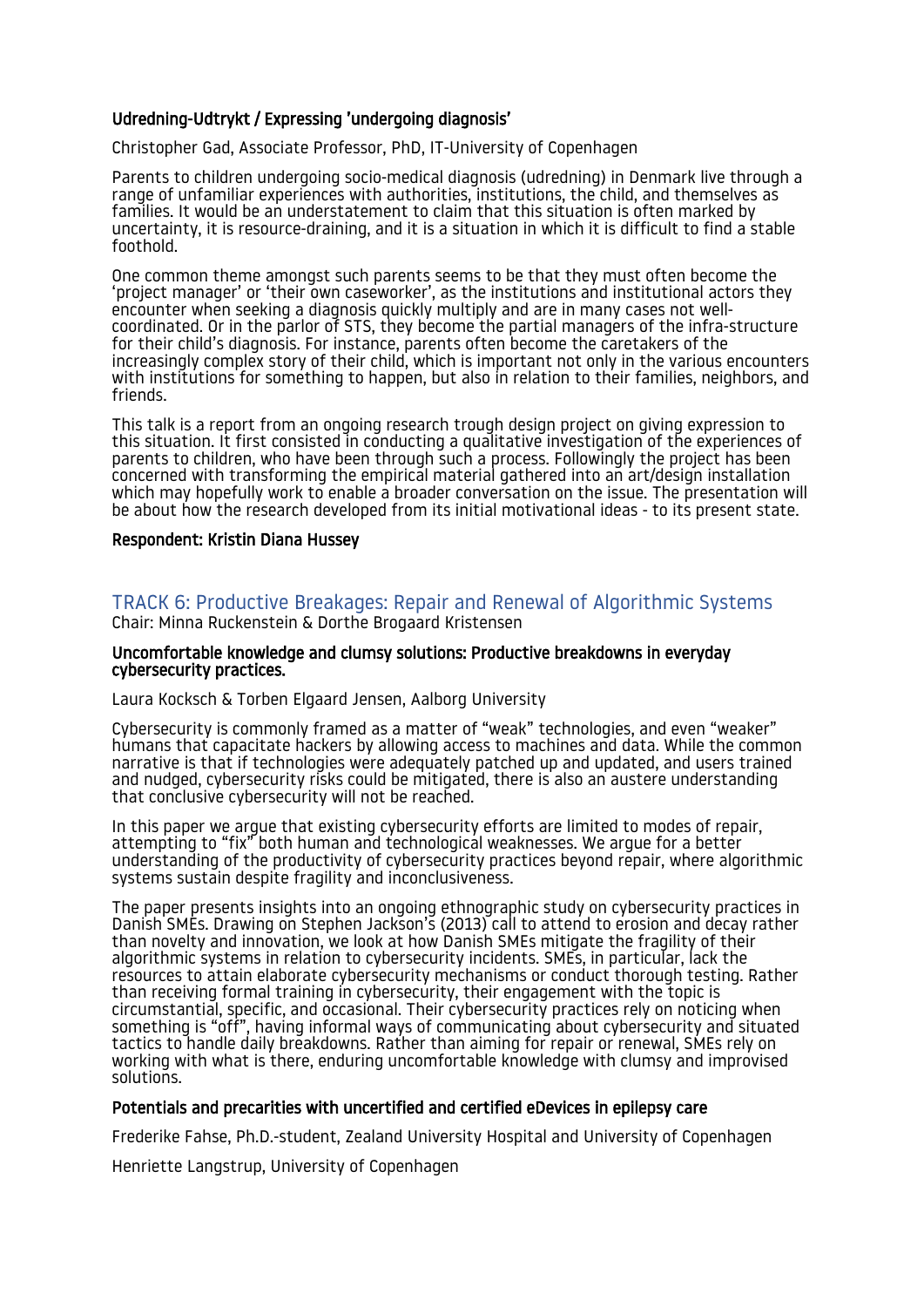**Udredning-Udtrykt / Expressing 'undergoing diagnosis'**

Christopher Gad, Associate Professor, PhD, IT-University of Copenhagen

Parents to children undergoing socio-medical diagnosis (udredning) in Denmark live through a range of unfamiliar experiences with authorities, institutions, the child, and themselves as families. It would be an understatement to claim that this situation is often marked by uncertainty, it is resource-draining, and it is a situation in which it is difficult to find a stable foothold.

One common theme amongst such parents seems to be that they must often become the 'project manager' or 'their own caseworker', as the institutions and institutional actors they encounter when seeking a diagnosis quickly multiply and are in many cases not well-coordinated. Or in the parlor of STS, they become the partial managers of the infra-structure for their child's diagnosis. For instance, parents often become the caretakers of the increasingly complex story of their child, which is important not only in the various encounters with institutions for something to happen, but also in relation to their families, neighbors, and friends.

This talk is a report from an ongoing research trough design project on giving expression to this situation. It first consisted in conducting a qualitative investigation of the experiences of parents to children, who have been through such a process. Followingly the project has been concerned with transforming the empirical material gathered into an art/design installation which may hopefully work to enable a broader conversation on the issue. The presentation will be about how the research developed from its initial motivational ideas - to its present state.

**Respondent: Kristin Diana Hussey**

## TRACK 6: Productive Breakages: Repair and Renewal of Algorithmic Systems

Chair: Minna Ruckenstein & Dorthe Brogaard Kristensen

**Uncomfortable knowledge and clumsy solutions: Productive breakdowns in everyday cybersecurity practices.**

Laura Kocksch & Torben Elgaard Jensen, Aalborg University

Cybersecurity is commonly framed as a matter of "weak" technologies, and even "weaker" humans that capacitate hackers by allowing access to machines and data. While the common narrative is that if technologies were adequately patched up and updated, and users trained and nudged, cybersecurity risks could be mitigated, there is also an austere understanding that conclusive cybersecurity will not be reached.

In this paper we argue that existing cybersecurity efforts are limited to modes of repair, attempting to "fix" both human and technological weaknesses. We argue for a better understanding of the productivity of cybersecurity practices beyond repair, where algorithmic systems sustain despite fragility and inconclusiveness.

The paper presents insights into an ongoing ethnographic study on cybersecurity practices in Danish SMEs. Drawing on Stephen Jackson's (2013) call to attend to erosion and decay rather than novelty and innovation, we look at how Danish SMEs mitigate the fragility of their algorithmic systems in relation to cybersecurity incidents. SMEs, in particular, lack the resources to attain elaborate cybersecurity mechanisms or conduct thorough testing. Rather than receiving formal training in cybersecurity, their engagement with the topic is circumstantial, specific, and occasional. Their cybersecurity practices rely on noticing when something is "off", having informal ways of communicating about cybersecurity and situated tactics to handle daily breakdowns. Rather than aiming for repair or renewal, SMEs rely on working with what is there, enduring uncomfortable knowledge with clumsy and improvised solutions.

**Potentials and precarities with uncertified and certified eDevices in epilepsy care**

Frederike Fahse, Ph.D.-student, Zealand University Hospital and University of Copenhagen

Henriette Langstrup, University of Copenhagen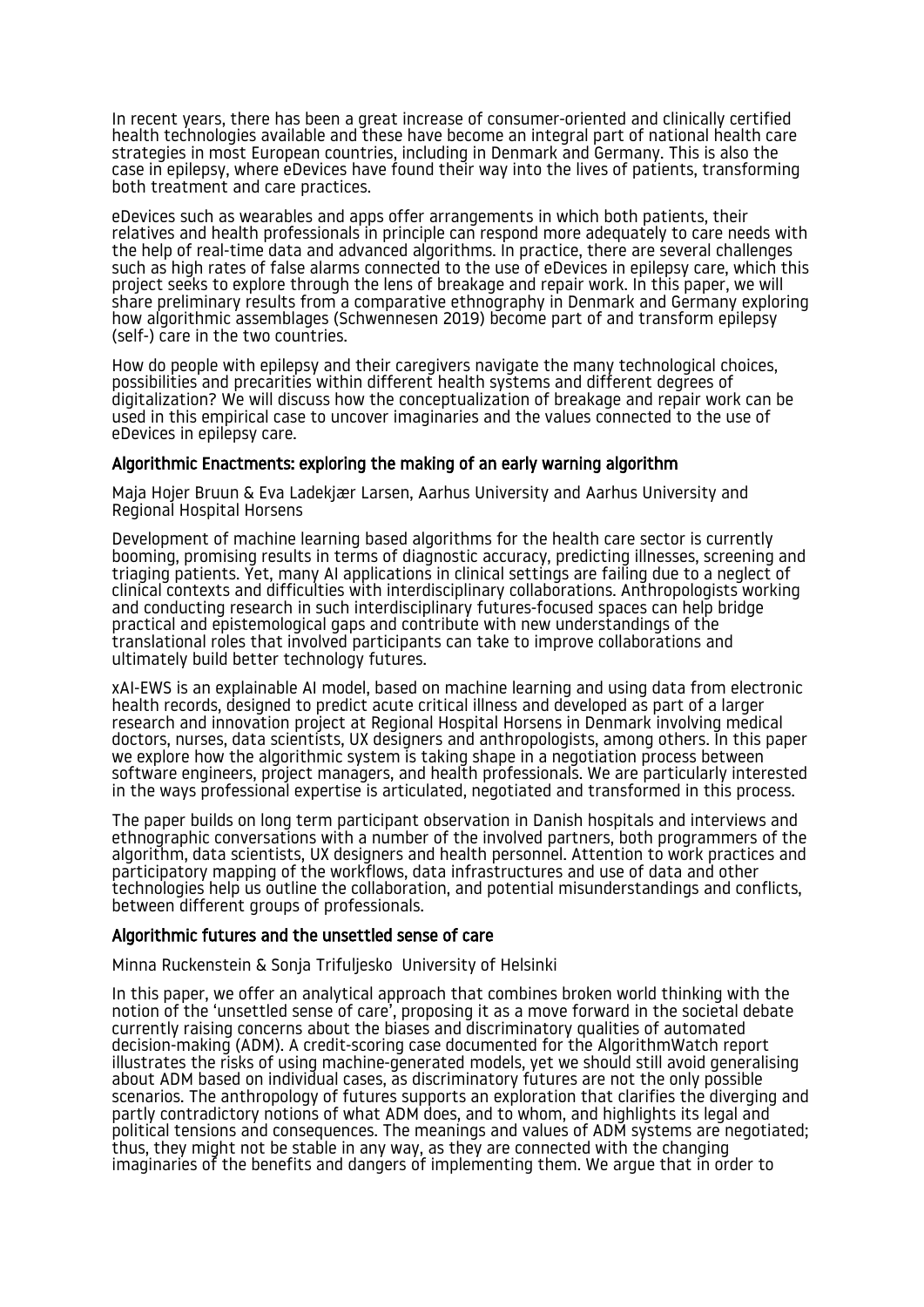In recent years, there has been a great increase of consumer-oriented and clinically certified health technologies available and these have become an integral part of national health care strategies in most European countries, including in Denmark and Germany. This is also the case in epilepsy, where eDevices have found their way into the lives of patients, transforming both treatment and care practices.

eDevices such as wearables and apps offer arrangements in which both patients, their relatives and health professionals in principle can respond more adequately to care needs with the help of real-time data and advanced algorithms. In practice, there are several challenges such as high rates of false alarms connected to the use of eDevices in epilepsy care, which this project seeks to explore through the lens of breakage and repair work. In this paper, we will share preliminary results from a comparative ethnography in Denmark and Germany exploring how algorithmic assemblages (Schwennesen 2019) become part of and transform epilepsy (self-) care in the two countries.

How do people with epilepsy and their caregivers navigate the many technological choices, possibilities and precarities within different health systems and different degrees of digitalization? We will discuss how the conceptualization of breakage and repair work can be used in this empirical case to uncover imaginaries and the values connected to the use of eDevices in epilepsy care.

### Algorithmic Enactments: exploring the making of an early warning algorithm

Maja Hojer Bruun & Eva Ladekjær Larsen, Aarhus University and Aarhus University and Regional Hospital Horsens

Development of machine learning based algorithms for the health care sector is currently booming, promising results in terms of diagnostic accuracy, predicting illnesses, screening and triaging patients. Yet, many AI applications in clinical settings are failing due to a neglect of clinical contexts and difficulties with interdisciplinary collaborations. Anthropologists working and conducting research in such interdisciplinary futures-focused spaces can help bridge practical and epistemological gaps and contribute with new understandings of the translational roles that involved participants can take to improve collaborations and ultimately build better technology futures.

xAI-EWS is an explainable AI model, based on machine learning and using data from electronic health records, designed to predict acute critical illness and developed as part of a larger research and innovation project at Regional Hospital Horsens in Denmark involving medical doctors, nurses, data scientists, UX designers and anthropologists, among others. In this paper we explore how the algorithmic system is taking shape in a negotiation process between software engineers, project managers, and health professionals. We are particularly interested in the ways professional expertise is articulated, negotiated and transformed in this process.

The paper builds on long term participant observation in Danish hospitals and interviews and ethnographic conversations with a number of the involved partners, both programmers of the algorithm, data scientists, UX designers and health personnel. Attention to work practices and participatory mapping of the workflows, data infrastructures and use of data and other technologies help us outline the collaboration, and potential misunderstandings and conflicts, between different groups of professionals.

### Algorithmic futures and the unsettled sense of care

Minna Ruckenstein & Sonja Trifuljesko University of Helsinki

In this paper, we offer an analytical approach that combines broken world thinking with the notion of the 'unsettled sense of care', proposing it as a move forward in the societal debate currently raising concerns about the biases and discriminatory qualities of automated decision-making (ADM). A credit-scoring case documented for the AlgorithmWatch report illustrates the risks of using machine-generated models, yet we should still avoid generalising about ADM based on individual cases, as discriminatory futures are not the only possible scenarios. The anthropology of futures supports an exploration that clarifies the diverging and partly contradictory notions of what ADM does, and to whom, and highlights its legal and political tensions and consequences. The meanings and values of ADM systems are negotiated; thus, they might not be stable in any way, as they are connected with the changing imaginaries of the benefits and dangers of implementing them. We argue that in order to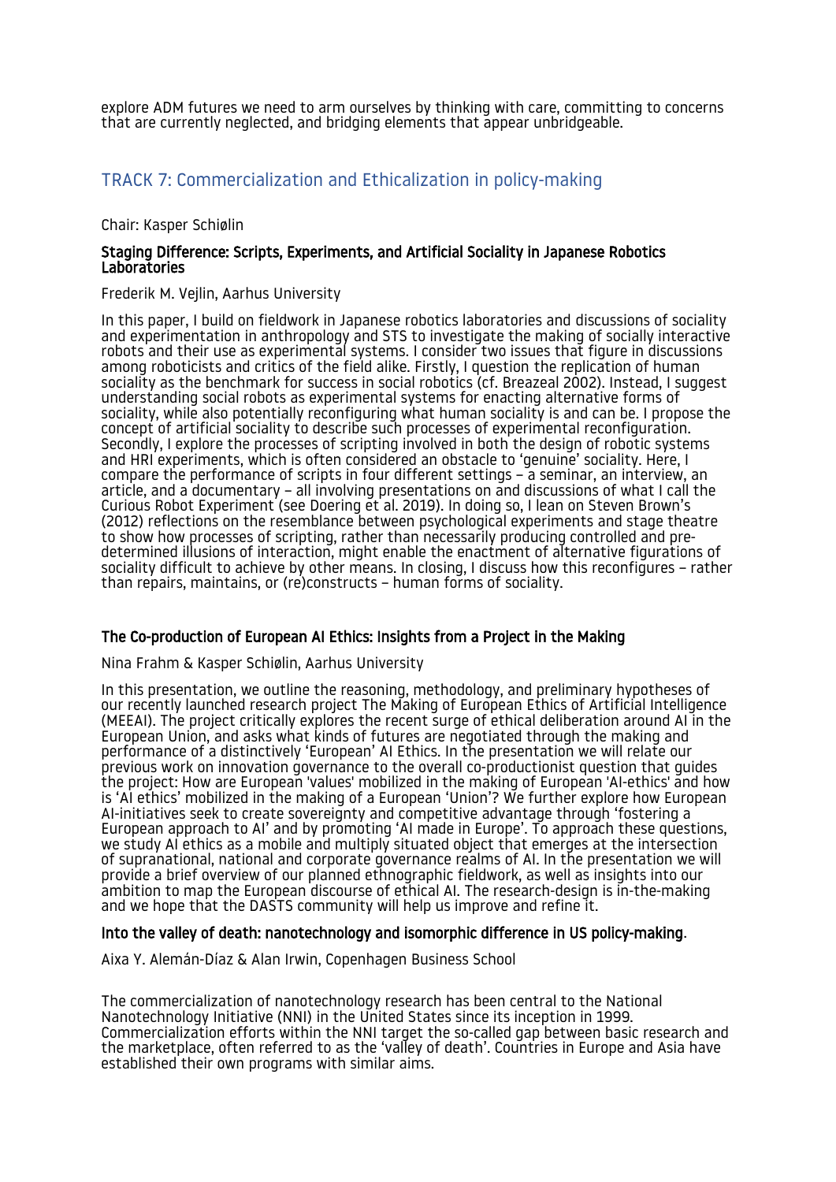explore ADM futures we need to arm ourselves by thinking with care, committing to concerns that are currently neglected, and bridging elements that appear unbridgeable.

## TRACK 7: Commercialization and Ethicalization in policy-making

Chair: Kasper Schiølin

### Staging Difference: Scripts, Experiments, and Artificial Sociality in Japanese Robotics Laboratories

Frederik M. Vejlin, Aarhus University

In this paper, I build on fieldwork in Japanese robotics laboratories and discussions of sociality and experimentation in anthropology and STS to investigate the making of socially interactive robots and their use as experimental systems. I consider two issues that figure in discussions among roboticists and critics of the field alike. Firstly, I question the replication of human sociality as the benchmark for success in social robotics (cf. Breazeal 2002). Instead, I suggest understanding social robots as experimental systems for enacting alternative forms of sociality, while also potentially reconfiguring what human sociality is and can be. I propose the concept of artificial sociality to describe such processes of experimental reconfiguration. Secondly, I explore the processes of scripting involved in both the design of robotic systems and HRI experiments, which is often considered an obstacle to 'genuine' sociality. Here, I compare the performance of scripts in four different settings – a seminar, an interview, an article, and a documentary – all involving presentations on and discussions of what I call the Curious Robot Experiment (see Doering et al. 2019). In doing so, I lean on Steven Brown's (2012) reflections on the resemblance between psychological experiments and stage theatre to show how processes of scripting, rather than necessarily producing controlled and pre-determined illusions of interaction, might enable the enactment of alternative figurations of sociality difficult to achieve by other means. In closing, I discuss how this reconfigures – rather than repairs, maintains, or (re)constructs – human forms of sociality.

### The Co-production of European AI Ethics: Insights from a Project in the Making

Nina Frahm & Kasper Schiølin, Aarhus University

In this presentation, we outline the reasoning, methodology, and preliminary hypotheses of our recently launched research project The Making of European Ethics of Artificial Intelligence (MEEAI). The project critically explores the recent surge of ethical deliberation around AI in the European Union, and asks what kinds of futures are negotiated through the making and performance of a distinctively 'European' AI Ethics. In the presentation we will relate our previous work on innovation governance to the overall co-productionist question that guides the project: How are European 'values' mobilized in the making of European 'AI-ethics' and how is 'AI ethics' mobilized in the making of a European 'Union'? We further explore how European AI-initiatives seek to create sovereignty and competitive advantage through 'fostering a European approach to AI' and by promoting 'AI made in Europe'. To approach these questions, we study AI ethics as a mobile and multiply situated object that emerges at the intersection of supranational, national and corporate governance realms of AI. In the presentation we will provide a brief overview of our planned ethnographic fieldwork, as well as insights into our ambition to map the European discourse of ethical AI. The research-design is in-the-making and we hope that the DASTS community will help us improve and refine it.

### Into the valley of death: nanotechnology and isomorphic difference in US policy-making.

Aixa Y. Alemán-Díaz & Alan Irwin, Copenhagen Business School

The commercialization of nanotechnology research has been central to the National Nanotechnology Initiative (NNI) in the United States since its inception in 1999. Commercialization efforts within the NNI target the so-called gap between basic research and the marketplace, often referred to as the 'valley of death'. Countries in Europe and Asia have established their own programs with similar aims.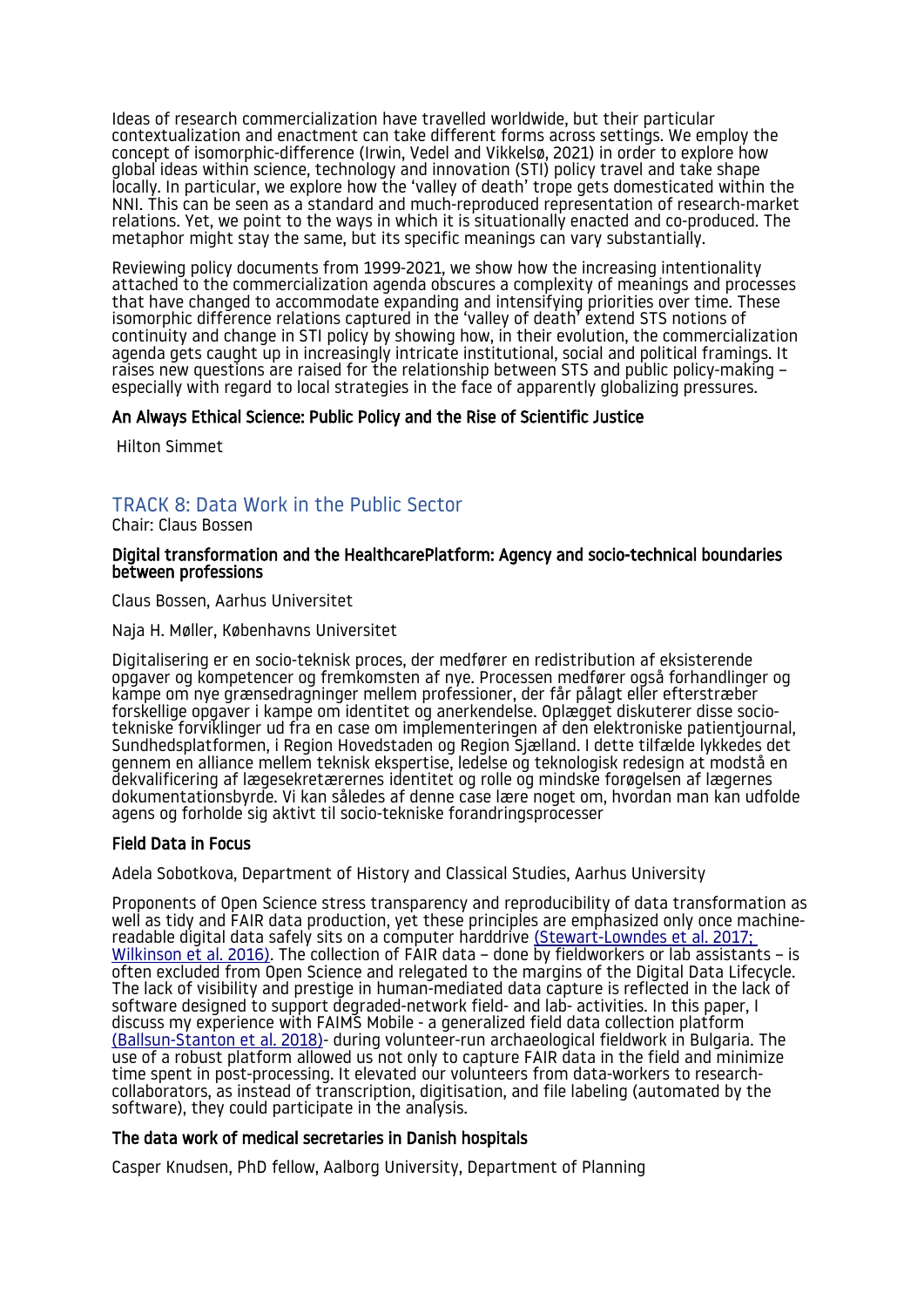Ideas of research commercialization have travelled worldwide, but their particular contextualization and enactment can take different forms across settings. We employ the concept of isomorphic-difference (Irwin, Vedel and Vikkelsø, 2021) in order to explore how global ideas within science, technology and innovation (STI) policy travel and take shape locally. In particular, we explore how the 'valley of death' trope gets domesticated within the NNI. This can be seen as a standard and much-reproduced representation of research-market relations. Yet, we point to the ways in which it is situationally enacted and co-produced. The metaphor might stay the same, but its specific meanings can vary substantially.

Reviewing policy documents from 1999-2021, we show how the increasing intentionality attached to the commercialization agenda obscures a complexity of meanings and processes that have changed to accommodate expanding and intensifying priorities over time. These isomorphic difference relations captured in the 'valley of death' extend STS notions of continuity and change in STI policy by showing how, in their evolution, the commercialization agenda gets caught up in increasingly intricate institutional, social and political framings. It raises new questions are raised for the relationship between STS and public policy-making – especially with regard to local strategies in the face of apparently globalizing pressures.

#### An Always Ethical Science: Public Policy and the Rise of Scientific Justice

Hilton Simmet

## TRACK 8: Data Work in the Public Sector

Chair: Claus Bossen

#### Digital transformation and the HealthcarePlatform: Agency and socio-technical boundaries between professions

Claus Bossen, Aarhus Universitet

Naja H. Møller, Københavns Universitet

Digitalisering er en socio-teknisk proces, der medfører en redistribution af eksisterende opgaver og kompetencer og fremkomsten af nye. Processen medfører også forhandlinger og kampe om nye grænsedragninger mellem professioner, der får pålagt eller efterstræber forskellige opgaver i kampe om identitet og anerkendelse. Oplægget diskuterer disse socio-tekniske forviklinger ud fra en case om implementeringen af den elektroniske patientjournal, Sundhedsplatformen, i Region Hovedstaden og Region Sjælland. I dette tilfælde lykkedes det gennem en alliance mellem teknisk ekspertise, ledelse og teknologisk redesign at modstå en dekvalificering af lægesekretærernes identitet og rolle og mindske forøgelsen af lægernes dokumentationsbyrde. Vi kan således af denne case lære noget om, hvordan man kan udfolde agens og forholde sig aktivt til socio-tekniske forandringsprocesser

#### Field Data in Focus

Adela Sobotkova, Department of History and Classical Studies, Aarhus University

Proponents of Open Science stress transparency and reproducibility of data transformation as well as tidy and FAIR data production, yet these principles are emphasized only once machine-readable digital data safely sits on a computer harddrive (Stewart-Lowndes et al. 2017; Wilkinson et al. 2016). The collection of FAIR data – done by fieldworkers or lab assistants – is often excluded from Open Science and relegated to the margins of the Digital Data Lifecycle. The lack of visibility and prestige in human-mediated data capture is reflected in the lack of software designed to support degraded-network field- and lab- activities. In this paper, I discuss my experience with FAIMS Mobile - a generalized field data collection platform (Ballsun-Stanton et al. 2018)- during volunteer-run archaeological fieldwork in Bulgaria. The use of a robust platform allowed us not only to capture FAIR data in the field and minimize time spent in post-processing. It elevated our volunteers from data-workers to research-collaborators, as instead of transcription, digitisation, and file labeling (automated by the software), they could participate in the analysis.

#### The data work of medical secretaries in Danish hospitals

Casper Knudsen, PhD fellow, Aalborg University, Department of Planning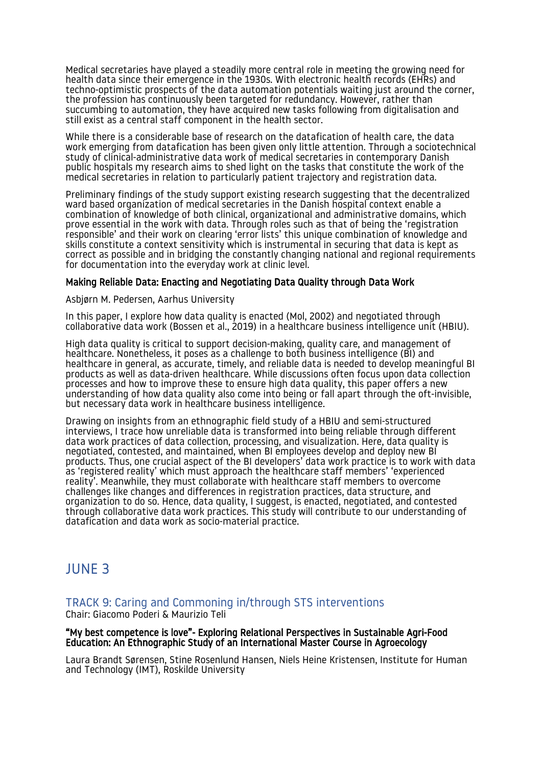Medical secretaries have played a steadily more central role in meeting the growing need for health data since their emergence in the 1930s. With electronic health records (EHRs) and techno-optimistic prospects of the data automation potentials waiting just around the corner, the profession has continuously been targeted for redundancy. However, rather than succumbing to automation, they have acquired new tasks following from digitalisation and still exist as a central staff component in the health sector.

While there is a considerable base of research on the datafication of health care, the data work emerging from datafication has been given only little attention. Through a sociotechnical study of clinical-administrative data work of medical secretaries in contemporary Danish public hospitals my research aims to shed light on the tasks that constitute the work of the medical secretaries in relation to particularly patient trajectory and registration data.

Preliminary findings of the study support existing research suggesting that the decentralized ward based organization of medical secretaries in the Danish hospital context enable a combination of knowledge of both clinical, organizational and administrative domains, which prove essential in the work with data. Through roles such as that of being the 'registration responsible' and their work on clearing 'error lists' this unique combination of knowledge and skills constitute a context sensitivity which is instrumental in securing that data is kept as correct as possible and in bridging the constantly changing national and regional requirements for documentation into the everyday work at clinic level.

#### Making Reliable Data: Enacting and Negotiating Data Quality through Data Work

Asbjørn M. Pedersen, Aarhus University

In this paper, I explore how data quality is enacted (Mol, 2002) and negotiated through collaborative data work (Bossen et al., 2019) in a healthcare business intelligence unit (HBIU).

High data quality is critical to support decision-making, quality care, and management of healthcare. Nonetheless, it poses as a challenge to both business intelligence (BI) and healthcare in general, as accurate, timely, and reliable data is needed to develop meaningful BI products as well as data-driven healthcare. While discussions often focus upon data collection processes and how to improve these to ensure high data quality, this paper offers a new understanding of how data quality also come into being or fall apart through the oft-invisible, but necessary data work in healthcare business intelligence.

Drawing on insights from an ethnographic field study of a HBIU and semi-structured interviews, I trace how unreliable data is transformed into being reliable through different data work practices of data collection, processing, and visualization. Here, data quality is negotiated, contested, and maintained, when BI employees develop and deploy new BI products. Thus, one crucial aspect of the BI developers' data work practice is to work with data as 'registered reality' which must approach the healthcare staff members' 'experienced reality'. Meanwhile, they must collaborate with healthcare staff members to overcome challenges like changes and differences in registration practices, data structure, and organization to do so. Hence, data quality, I suggest, is enacted, negotiated, and contested through collaborative data work practices. This study will contribute to our understanding of datafication and data work as socio-material practice.

# JUNE 3

## TRACK 9: Caring and Commoning in/through STS interventions

Chair: Giacomo Poderi & Maurizio Teli

#### "My best competence is love"- Exploring Relational Perspectives in Sustainable Agri-Food Education: An Ethnographic Study of an International Master Course in Agroecology

Laura Brandt Sørensen, Stine Rosenlund Hansen, Niels Heine Kristensen, Institute for Human and Technology (IMT), Roskilde University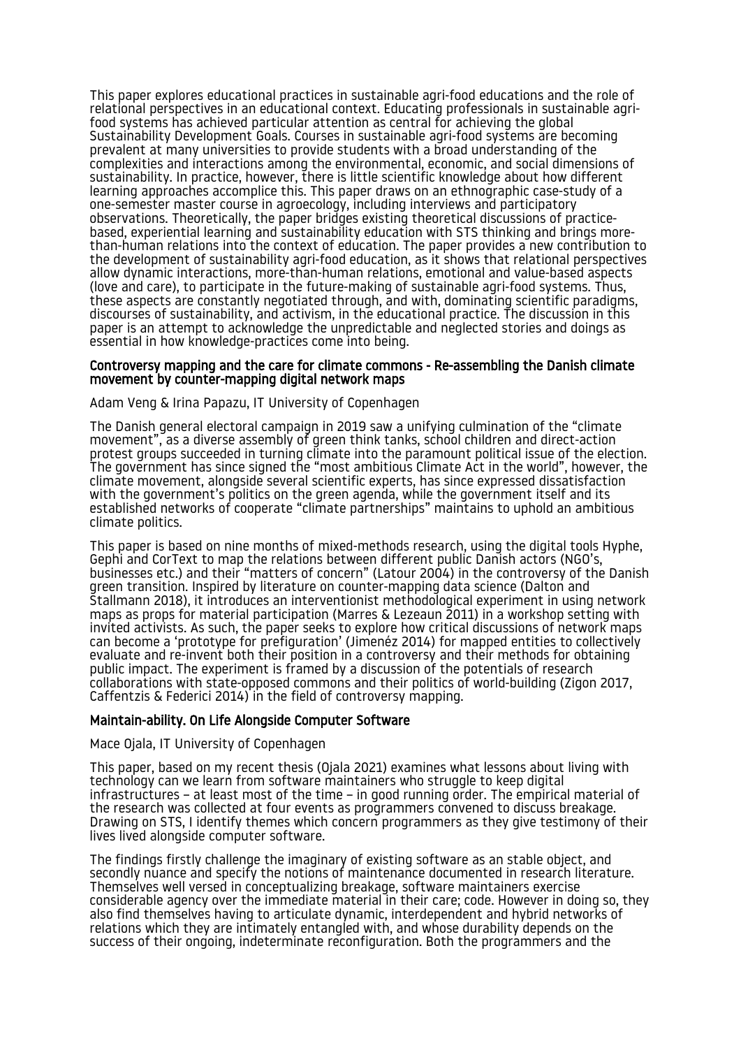This paper explores educational practices in sustainable agri-food educations and the role of relational perspectives in an educational context. Educating professionals in sustainable agri-food systems has achieved particular attention as central for achieving the global Sustainability Development Goals. Courses in sustainable agri-food systems are becoming prevalent at many universities to provide students with a broad understanding of the complexities and interactions among the environmental, economic, and social dimensions of sustainability. In practice, however, there is little scientific knowledge about how different learning approaches accomplice this. This paper draws on an ethnographic case-study of a one-semester master course in agroecology, including interviews and participatory observations. Theoretically, the paper bridges existing theoretical discussions of practice-based, experiential learning and sustainability education with STS thinking and brings more-than-human relations into the context of education. The paper provides a new contribution to the development of sustainability agri-food education, as it shows that relational perspectives allow dynamic interactions, more-than-human relations, emotional and value-based aspects (love and care), to participate in the future-making of sustainable agri-food systems. Thus, these aspects are constantly negotiated through, and with, dominating scientific paradigms, discourses of sustainability, and activism, in the educational practice. The discussion in this paper is an attempt to acknowledge the unpredictable and neglected stories and doings as essential in how knowledge-practices come into being.

### Controversy mapping and the care for climate commons - Re-assembling the Danish climate movement by counter-mapping digital network maps

Adam Veng & Irina Papazu, IT University of Copenhagen

The Danish general electoral campaign in 2019 saw a unifying culmination of the "climate movement", as a diverse assembly of green think tanks, school children and direct-action protest groups succeeded in turning climate into the paramount political issue of the election. The government has since signed the "most ambitious Climate Act in the world", however, the climate movement, alongside several scientific experts, has since expressed dissatisfaction with the government's politics on the green agenda, while the government itself and its established networks of cooperate "climate partnerships" maintains to uphold an ambitious climate politics.

This paper is based on nine months of mixed-methods research, using the digital tools Hyphe, Gephi and CorText to map the relations between different public Danish actors (NGO's, businesses etc.) and their "matters of concern" (Latour 2004) in the controversy of the Danish green transition. Inspired by literature on counter-mapping data science (Dalton and Stallmann 2018), it introduces an interventionist methodological experiment in using network maps as props for material participation (Marres & Lezeaun 2011) in a workshop setting with invited activists. As such, the paper seeks to explore how critical discussions of network maps can become a 'prototype for prefiguration' (Jimenéz 2014) for mapped entities to collectively evaluate and re-invent both their position in a controversy and their methods for obtaining public impact. The experiment is framed by a discussion of the potentials of research collaborations with state-opposed commons and their politics of world-building (Zigon 2017, Caffentzis & Federici 2014) in the field of controversy mapping.

### Maintain-ability. On Life Alongside Computer Software

Mace Ojala, IT University of Copenhagen

This paper, based on my recent thesis (Ojala 2021) examines what lessons about living with technology can we learn from software maintainers who struggle to keep digital infrastructures – at least most of the time – in good running order. The empirical material of the research was collected at four events as programmers convened to discuss breakage. Drawing on STS, I identify themes which concern programmers as they give testimony of their lives lived alongside computer software.

The findings firstly challenge the imaginary of existing software as an stable object, and secondly nuance and specify the notions of maintenance documented in research literature. Themselves well versed in conceptualizing breakage, software maintainers exercise considerable agency over the immediate material in their care; code. However in doing so, they also find themselves having to articulate dynamic, interdependent and hybrid networks of relations which they are intimately entangled with, and whose durability depends on the success of their ongoing, indeterminate reconfiguration. Both the programmers and the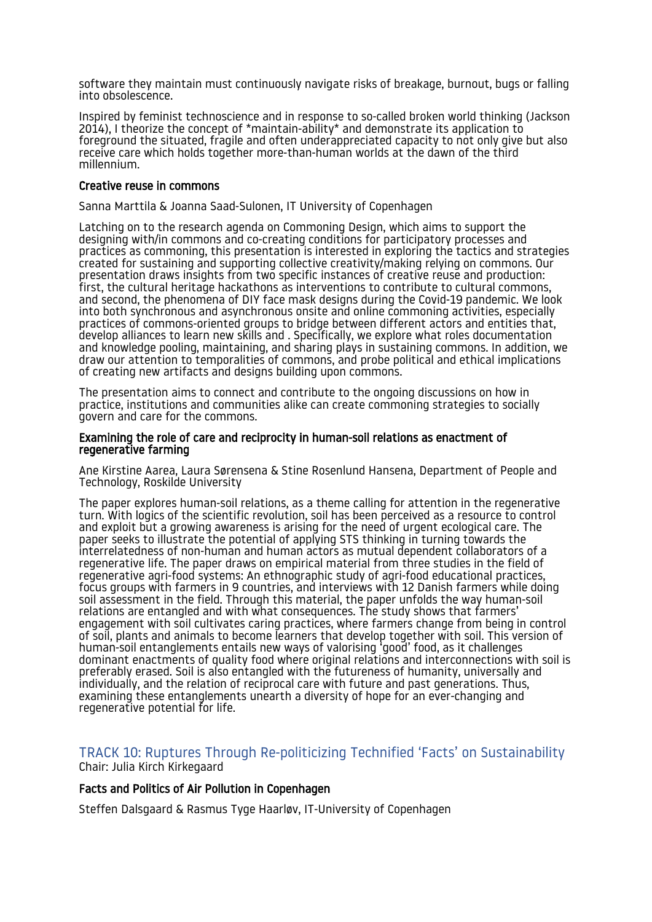software they maintain must continuously navigate risks of breakage, burnout, bugs or falling into obsolescence.

Inspired by feminist technoscience and in response to so-called broken world thinking (Jackson 2014), I theorize the concept of *maintain-ability* and demonstrate its application to foreground the situated, fragile and often underappreciated capacity to not only give but also receive care which holds together more-than-human worlds at the dawn of the third millennium.

### Creative reuse in commons

Sanna Marttila & Joanna Saad-Sulonen, IT University of Copenhagen

Latching on to the research agenda on Commoning Design, which aims to support the designing with/in commons and co-creating conditions for participatory processes and practices as commoning, this presentation is interested in exploring the tactics and strategies created for sustaining and supporting collective creativity/making relying on commons. Our presentation draws insights from two specific instances of creative reuse and production: first, the cultural heritage hackathons as interventions to contribute to cultural commons, and second, the phenomena of DIY face mask designs during the Covid-19 pandemic. We look into both synchronous and asynchronous onsite and online commoning activities, especially practices of commons-oriented groups to bridge between different actors and entities that, develop alliances to learn new skills and . Specifically, we explore what roles documentation and knowledge pooling, maintaining, and sharing plays in sustaining commons. In addition, we draw our attention to temporalities of commons, and probe political and ethical implications of creating new artifacts and designs building upon commons.

The presentation aims to connect and contribute to the ongoing discussions on how in practice, institutions and communities alike can create commoning strategies to socially govern and care for the commons.

### Examining the role of care and reciprocity in human-soil relations as enactment of regenerative farming

Ane Kirstine Aarea, Laura Sørensena & Stine Rosenlund Hansena, Department of People and Technology, Roskilde University

The paper explores human-soil relations, as a theme calling for attention in the regenerative turn. With logics of the scientific revolution, soil has been perceived as a resource to control and exploit but a growing awareness is arising for the need of urgent ecological care. The paper seeks to illustrate the potential of applying STS thinking in turning towards the interrelatedness of non-human and human actors as mutual dependent collaborators of a regenerative life. The paper draws on empirical material from three studies in the field of regenerative agri-food systems: An ethnographic study of agri-food educational practices, focus groups with farmers in 9 countries, and interviews with 12 Danish farmers while doing soil assessment in the field. Through this material, the paper unfolds the way human-soil relations are entangled and with what consequences. The study shows that farmers' engagement with soil cultivates caring practices, where farmers change from being in control of soil, plants and animals to become learners that develop together with soil. This version of human-soil entanglements entails new ways of valorising 'good' food, as it challenges dominant enactments of quality food where original relations and interconnections with soil is preferably erased. Soil is also entangled with the futureness of humanity, universally and individually, and the relation of reciprocal care with future and past generations. Thus, examining these entanglements unearth a diversity of hope for an ever-changing and regenerative potential for life.

## TRACK 10: Ruptures Through Re-politicizing Technified 'Facts' on Sustainability

Chair: Julia Kirch Kirkegaard

### Facts and Politics of Air Pollution in Copenhagen

Steffen Dalsgaard & Rasmus Tyge Haarløv, IT-University of Copenhagen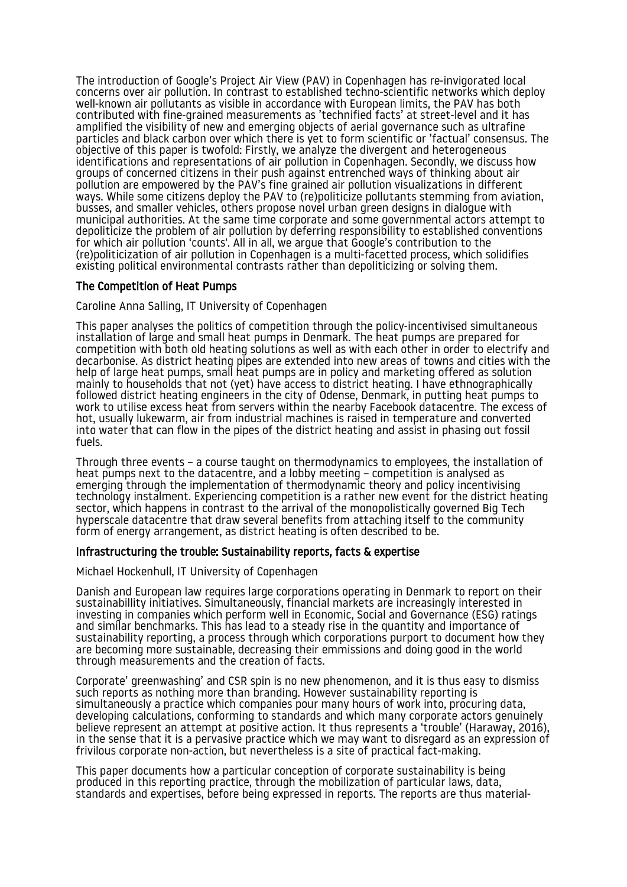The introduction of Google's Project Air View (PAV) in Copenhagen has re-invigorated local concerns over air pollution. In contrast to established techno-scientific networks which deploy well-known air pollutants as visible in accordance with European limits, the PAV has both contributed with fine-grained measurements as 'technified facts' at street-level and it has amplified the visibility of new and emerging objects of aerial governance such as ultrafine particles and black carbon over which there is yet to form scientific or 'factual' consensus. The objective of this paper is twofold: Firstly, we analyze the divergent and heterogeneous identifications and representations of air pollution in Copenhagen. Secondly, we discuss how groups of concerned citizens in their push against entrenched ways of thinking about air pollution are empowered by the PAV's fine grained air pollution visualizations in different ways. While some citizens deploy the PAV to (re)politicize pollutants stemming from aviation, busses, and smaller vehicles, others propose novel urban green designs in dialogue with municipal authorities. At the same time corporate and some governmental actors attempt to depoliticize the problem of air pollution by deferring responsibility to established conventions for which air pollution 'counts'. All in all, we argue that Google's contribution to the (re)politicization of air pollution in Copenhagen is a multi-facetted process, which solidifies existing political environmental contrasts rather than depoliticizing or solving them.

### The Competition of Heat Pumps

Caroline Anna Salling, IT University of Copenhagen

This paper analyses the politics of competition through the policy-incentivised simultaneous installation of large and small heat pumps in Denmark. The heat pumps are prepared for competition with both old heating solutions as well as with each other in order to electrify and decarbonise. As district heating pipes are extended into new areas of towns and cities with the help of large heat pumps, small heat pumps are in policy and marketing offered as solution mainly to households that not (yet) have access to district heating. I have ethnographically followed district heating engineers in the city of Odense, Denmark, in putting heat pumps to work to utilise excess heat from servers within the nearby Facebook datacentre. The excess of hot, usually lukewarm, air from industrial machines is raised in temperature and converted into water that can flow in the pipes of the district heating and assist in phasing out fossil fuels.

Through three events – a course taught on thermodynamics to employees, the installation of heat pumps next to the datacentre, and a lobby meeting – competition is analysed as emerging through the implementation of thermodynamic theory and policy incentivising technology instalment. Experiencing competition is a rather new event for the district heating sector, which happens in contrast to the arrival of the monopolistically governed Big Tech hyperscale datacentre that draw several benefits from attaching itself to the community form of energy arrangement, as district heating is often described to be.

### Infrastructuring the trouble: Sustainability reports, facts & expertise

Michael Hockenhull, IT University of Copenhagen

Danish and European law requires large corporations operating in Denmark to report on their sustainabillity initiatives. Simultaneously, financial markets are increasingly interested in investing in companies which perform well in Economic, Social and Governance (ESG) ratings and similar benchmarks. This has lead to a steady rise in the quantity and importance of sustainability reporting, a process through which corporations purport to document how they are becoming more sustainable, decreasing their emmissions and doing good in the world through measurements and the creation of facts.

Corporate' greenwashing' and CSR spin is no new phenomenon, and it is thus easy to dismiss such reports as nothing more than branding. However sustainability reporting is simultaneously a practice which companies pour many hours of work into, procuring data, developing calculations, conforming to standards and which many corporate actors genuinely believe represent an attempt at positive action. It thus represents a 'trouble' (Haraway, 2016), in the sense that it is a pervasive practice which we may want to disregard as an expression of frivilous corporate non-action, but nevertheless is a site of practical fact-making.

This paper documents how a particular conception of corporate sustainability is being produced in this reporting practice, through the mobilization of particular laws, data, standards and expertises, before being expressed in reports. The reports are thus material-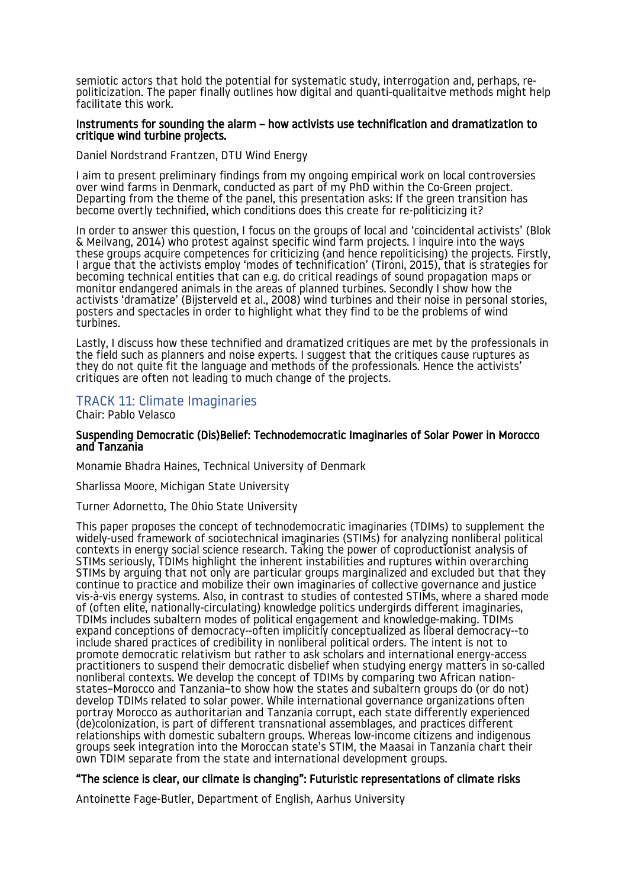semiotic actors that hold the potential for systematic study, interrogation and, perhaps, re-politicization. The paper finally outlines how digital and quanti-qualitaitve methods might help facilitate this work.

### Instruments for sounding the alarm – how activists use technification and dramatization to critique wind turbine projects.

Daniel Nordstrand Frantzen, DTU Wind Energy

I aim to present preliminary findings from my ongoing empirical work on local controversies over wind farms in Denmark, conducted as part of my PhD within the Co-Green project. Departing from the theme of the panel, this presentation asks: If the green transition has become overtly technified, which conditions does this create for re-politicizing it?

In order to answer this question, I focus on the groups of local and 'coincidental activists' (Blok & Meilvang, 2014) who protest against specific wind farm projects. I inquire into the ways these groups acquire competences for criticizing (and hence repoliticising) the projects. Firstly, I argue that the activists employ 'modes of technification' (Tironi, 2015), that is strategies for becoming technical entities that can e.g. do critical readings of sound propagation maps or monitor endangered animals in the areas of planned turbines. Secondly I show how the activists 'dramatize' (Bijsterveld et al., 2008) wind turbines and their noise in personal stories, posters and spectacles in order to highlight what they find to be the problems of wind turbines.

Lastly, I discuss how these technified and dramatized critiques are met by the professionals in the field such as planners and noise experts. I suggest that the critiques cause ruptures as they do not quite fit the language and methods of the professionals. Hence the activists' critiques are often not leading to much change of the projects.

## TRACK 11: Climate Imaginaries

Chair: Pablo Velasco

### Suspending Democratic (Dis)Belief: Technodemocratic Imaginaries of Solar Power in Morocco and Tanzania

Monamie Bhadra Haines, Technical University of Denmark

Sharlissa Moore, Michigan State University

Turner Adornetto, The Ohio State University

This paper proposes the concept of technodemocratic imaginaries (TDIMs) to supplement the widely-used framework of sociotechnical imaginaries (STIMs) for analyzing nonliberal political contexts in energy social science research. Taking the power of coproductionist analysis of STIMs seriously, TDIMs highlight the inherent instabilities and ruptures within overarching STIMs by arguing that not only are particular groups marginalized and excluded but that they continue to practice and mobilize their own imaginaries of collective governance and justice vis-à-vis energy systems. Also, in contrast to studies of contested STIMs, where a shared mode of (often elite, nationally-circulating) knowledge politics undergirds different imaginaries, TDIMs includes subaltern modes of political engagement and knowledge-making. TDIMs expand conceptions of democracy--often implicitly conceptualized as liberal democracy--to include shared practices of credibility in nonliberal political orders. The intent is not to promote democratic relativism but rather to ask scholars and international energy-access practitioners to suspend their democratic disbelief when studying energy matters in so-called nonliberal contexts. We develop the concept of TDIMs by comparing two African nation-states–Morocco and Tanzania–to show how the states and subaltern groups do (or do not) develop TDIMs related to solar power. While international governance organizations often portray Morocco as authoritarian and Tanzania corrupt, each state differently experienced (de)colonization, is part of different transnational assemblages, and practices different relationships with domestic subaltern groups. Whereas low-income citizens and indigenous groups seek integration into the Moroccan state's STIM, the Maasai in Tanzania chart their own TDIM separate from the state and international development groups.

### "The science is clear, our climate is changing": Futuristic representations of climate risks

Antoinette Fage-Butler, Department of English, Aarhus University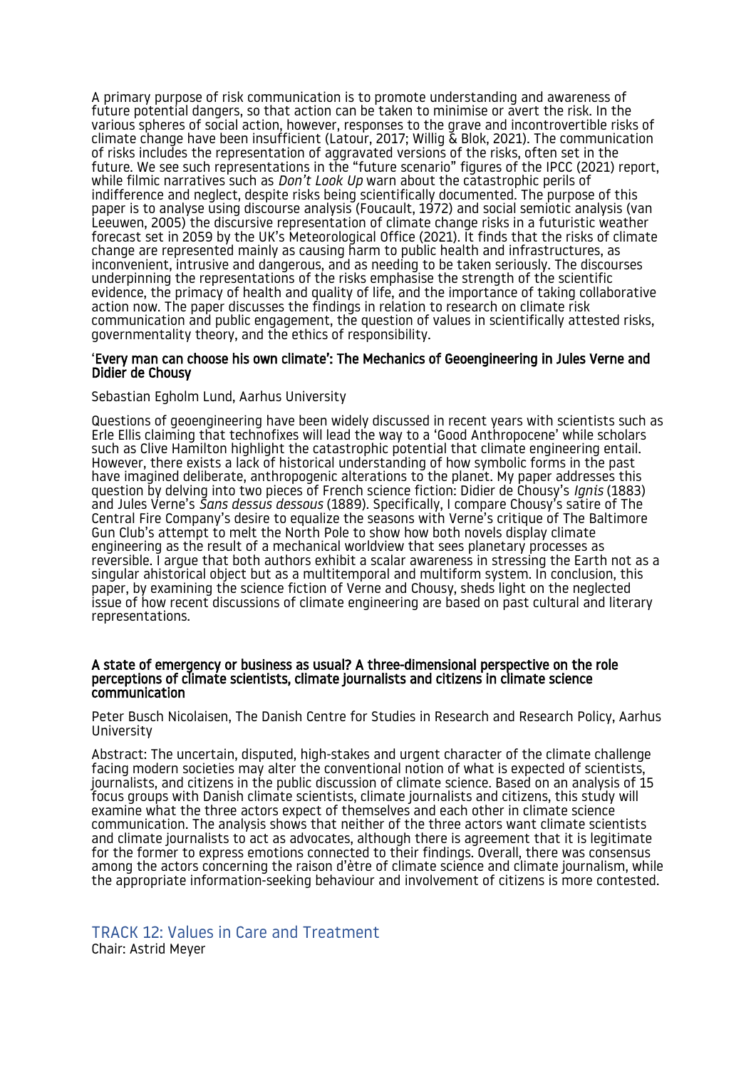A primary purpose of risk communication is to promote understanding and awareness of future potential dangers, so that action can be taken to minimise or avert the risk. In the various spheres of social action, however, responses to the grave and incontrovertible risks of climate change have been insufficient (Latour, 2017; Willig & Blok, 2021). The communication of risks includes the representation of aggravated versions of the risks, often set in the future. We see such representations in the "future scenario" figures of the IPCC (2021) report, while filmic narratives such as *Don't Look Up* warn about the catastrophic perils of indifference and neglect, despite risks being scientifically documented. The purpose of this paper is to analyse using discourse analysis (Foucault, 1972) and social semiotic analysis (van Leeuwen, 2005) the discursive representation of climate change risks in a futuristic weather forecast set in 2059 by the UK's Meteorological Office (2021). It finds that the risks of climate change are represented mainly as causing harm to public health and infrastructures, as inconvenient, intrusive and dangerous, and as needing to be taken seriously. The discourses underpinning the representations of the risks emphasise the strength of the scientific evidence, the primacy of health and quality of life, and the importance of taking collaborative action now. The paper discusses the findings in relation to research on climate risk communication and public engagement, the question of values in scientifically attested risks, governmentality theory, and the ethics of responsibility.

**'Every man can choose his own climate': The Mechanics of Geoengineering in Jules Verne and Didier de Chousy**

Sebastian Egholm Lund, Aarhus University

Questions of geoengineering have been widely discussed in recent years with scientists such as Erle Ellis claiming that technofixes will lead the way to a 'Good Anthropocene' while scholars such as Clive Hamilton highlight the catastrophic potential that climate engineering entail. However, there exists a lack of historical understanding of how symbolic forms in the past have imagined deliberate, anthropogenic alterations to the planet. My paper addresses this question by delving into two pieces of French science fiction: Didier de Chousy's *Ignis* (1883) and Jules Verne's *Sans dessus dessous* (1889). Specifically, I compare Chousy's satire of The Central Fire Company's desire to equalize the seasons with Verne's critique of The Baltimore Gun Club's attempt to melt the North Pole to show how both novels display climate engineering as the result of a mechanical worldview that sees planetary processes as reversible. I argue that both authors exhibit a scalar awareness in stressing the Earth not as a singular ahistorical object but as a multitemporal and multiform system. In conclusion, this paper, by examining the science fiction of Verne and Chousy, sheds light on the neglected issue of how recent discussions of climate engineering are based on past cultural and literary representations.

**A state of emergency or business as usual? A three-dimensional perspective on the role perceptions of climate scientists, climate journalists and citizens in climate science communication**

Peter Busch Nicolaisen, The Danish Centre for Studies in Research and Research Policy, Aarhus University

Abstract: The uncertain, disputed, high-stakes and urgent character of the climate challenge facing modern societies may alter the conventional notion of what is expected of scientists, journalists, and citizens in the public discussion of climate science. Based on an analysis of 15 focus groups with Danish climate scientists, climate journalists and citizens, this study will examine what the three actors expect of themselves and each other in climate science communication. The analysis shows that neither of the three actors want climate scientists and climate journalists to act as advocates, although there is agreement that it is legitimate for the former to express emotions connected to their findings. Overall, there was consensus among the actors concerning the raison d'ètre of climate science and climate journalism, while the appropriate information-seeking behaviour and involvement of citizens is more contested.

## TRACK 12: Values in Care and Treatment

Chair: Astrid Meyer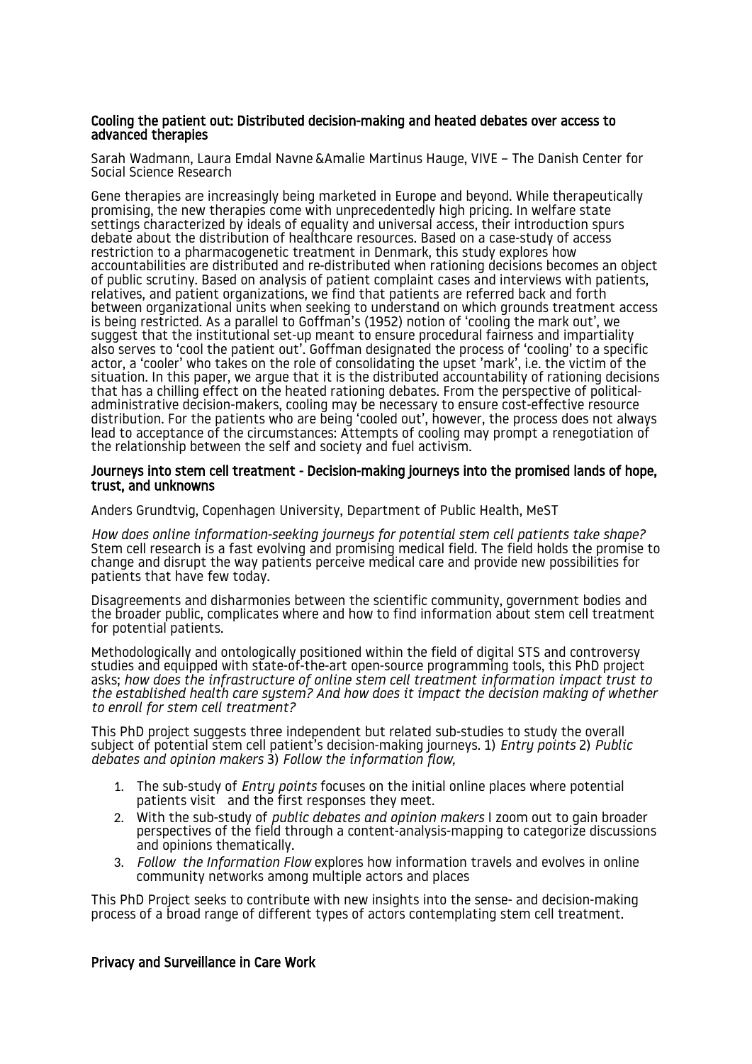### Cooling the patient out: Distributed decision-making and heated debates over access to advanced therapies

Sarah Wadmann, Laura Emdal Navne &Amalie Martinus Hauge, VIVE – The Danish Center for Social Science Research

Gene therapies are increasingly being marketed in Europe and beyond. While therapeutically promising, the new therapies come with unprecedentedly high pricing. In welfare state settings characterized by ideals of equality and universal access, their introduction spurs debate about the distribution of healthcare resources. Based on a case-study of access restriction to a pharmacogenetic treatment in Denmark, this study explores how accountabilities are distributed and re-distributed when rationing decisions becomes an object of public scrutiny. Based on analysis of patient complaint cases and interviews with patients, relatives, and patient organizations, we find that patients are referred back and forth between organizational units when seeking to understand on which grounds treatment access is being restricted. As a parallel to Goffman's (1952) notion of 'cooling the mark out', we suggest that the institutional set-up meant to ensure procedural fairness and impartiality also serves to 'cool the patient out'. Goffman designated the process of 'cooling' to a specific actor, a 'cooler' who takes on the role of consolidating the upset 'mark', i.e. the victim of the situation. In this paper, we argue that it is the distributed accountability of rationing decisions that has a chilling effect on the heated rationing debates. From the perspective of political-administrative decision-makers, cooling may be necessary to ensure cost-effective resource distribution. For the patients who are being 'cooled out', however, the process does not always lead to acceptance of the circumstances: Attempts of cooling may prompt a renegotiation of the relationship between the self and society and fuel activism.

### Journeys into stem cell treatment - Decision-making journeys into the promised lands of hope, trust, and unknowns

Anders Grundtvig, Copenhagen University, Department of Public Health, MeST

*How does online information-seeking journeys for potential stem cell patients take shape?* Stem cell research is a fast evolving and promising medical field. The field holds the promise to change and disrupt the way patients perceive medical care and provide new possibilities for patients that have few today.

Disagreements and disharmonies between the scientific community, government bodies and the broader public, complicates where and how to find information about stem cell treatment for potential patients.

Methodologically and ontologically positioned within the field of digital STS and controversy studies and equipped with state-of-the-art open-source programming tools, this PhD project asks; *how does the infrastructure of online stem cell treatment information impact trust to the established health care system? And how does it impact the decision making of whether to enroll for stem cell treatment?*

This PhD project suggests three independent but related sub-studies to study the overall subject of potential stem cell patient's decision-making journeys. 1) *Entry points* 2) *Public debates and opinion makers* 3) *Follow the information flow,*

1. The sub-study of *Entry points* focuses on the initial online places where potential patients visit and the first responses they meet.
2. With the sub-study of *public debates and opinion makers* I zoom out to gain broader perspectives of the field through a content-analysis-mapping to categorize discussions and opinions thematically.
3. *Follow the Information Flow* explores how information travels and evolves in online community networks among multiple actors and places

This PhD Project seeks to contribute with new insights into the sense- and decision-making process of a broad range of different types of actors contemplating stem cell treatment.

### Privacy and Surveillance in Care Work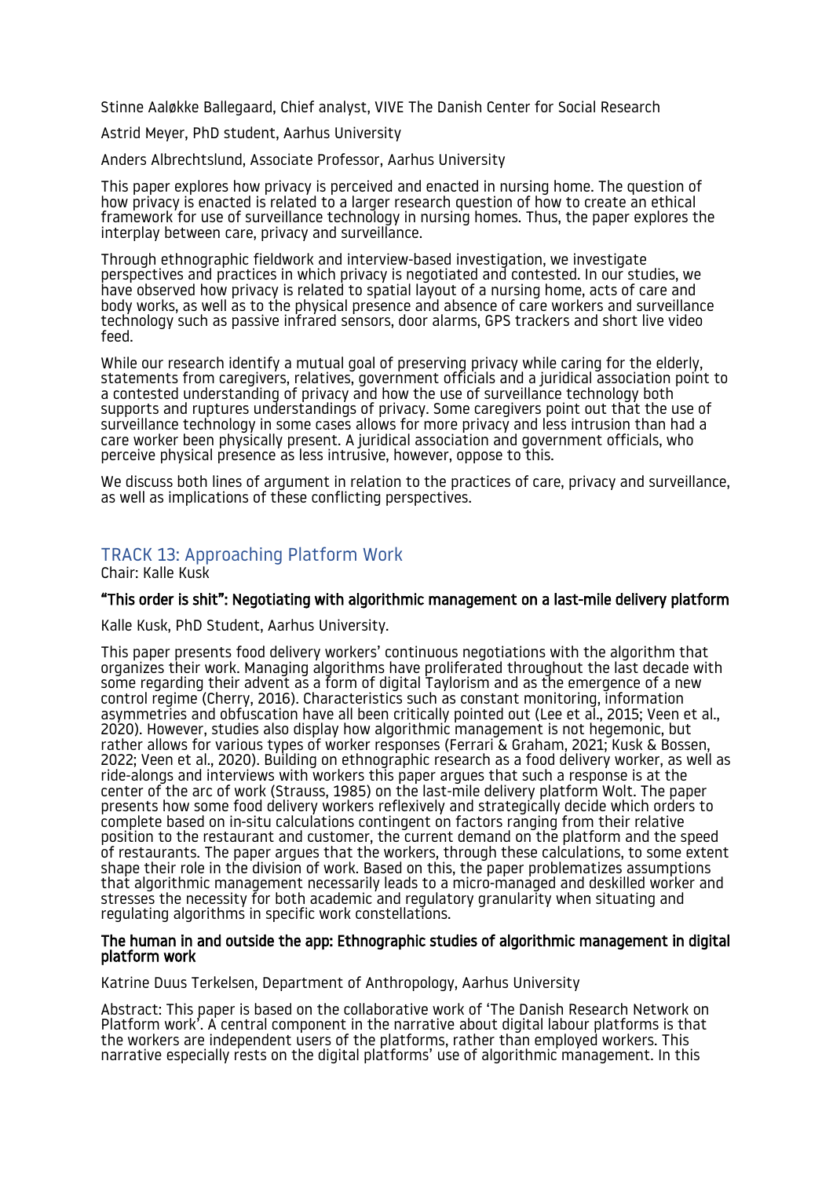Stinne Aaløkke Ballegaard, Chief analyst, VIVE The Danish Center for Social Research

Astrid Meyer, PhD student, Aarhus University

Anders Albrechtslund, Associate Professor, Aarhus University

This paper explores how privacy is perceived and enacted in nursing home. The question of how privacy is enacted is related to a larger research question of how to create an ethical framework for use of surveillance technology in nursing homes. Thus, the paper explores the interplay between care, privacy and surveillance.

Through ethnographic fieldwork and interview-based investigation, we investigate perspectives and practices in which privacy is negotiated and contested. In our studies, we have observed how privacy is related to spatial layout of a nursing home, acts of care and body works, as well as to the physical presence and absence of care workers and surveillance technology such as passive infrared sensors, door alarms, GPS trackers and short live video feed.

While our research identify a mutual goal of preserving privacy while caring for the elderly, statements from caregivers, relatives, government officials and a juridical association point to a contested understanding of privacy and how the use of surveillance technology both supports and ruptures understandings of privacy. Some caregivers point out that the use of surveillance technology in some cases allows for more privacy and less intrusion than had a care worker been physically present. A juridical association and government officials, who perceive physical presence as less intrusive, however, oppose to this.

We discuss both lines of argument in relation to the practices of care, privacy and surveillance, as well as implications of these conflicting perspectives.

## TRACK 13: Approaching Platform Work

Chair: Kalle Kusk

### "This order is shit": Negotiating with algorithmic management on a last-mile delivery platform

Kalle Kusk, PhD Student, Aarhus University.

This paper presents food delivery workers' continuous negotiations with the algorithm that organizes their work. Managing algorithms have proliferated throughout the last decade with some regarding their advent as a form of digital Taylorism and as the emergence of a new control regime (Cherry, 2016). Characteristics such as constant monitoring, information asymmetries and obfuscation have all been critically pointed out (Lee et al., 2015; Veen et al., 2020). However, studies also display how algorithmic management is not hegemonic, but rather allows for various types of worker responses (Ferrari & Graham, 2021; Kusk & Bossen, 2022; Veen et al., 2020). Building on ethnographic research as a food delivery worker, as well as ride-alongs and interviews with workers this paper argues that such a response is at the center of the arc of work (Strauss, 1985) on the last-mile delivery platform Wolt. The paper presents how some food delivery workers reflexively and strategically decide which orders to complete based on in-situ calculations contingent on factors ranging from their relative position to the restaurant and customer, the current demand on the platform and the speed of restaurants. The paper argues that the workers, through these calculations, to some extent shape their role in the division of work. Based on this, the paper problematizes assumptions that algorithmic management necessarily leads to a micro-managed and deskilled worker and stresses the necessity for both academic and regulatory granularity when situating and regulating algorithms in specific work constellations.

### The human in and outside the app: Ethnographic studies of algorithmic management in digital platform work

Katrine Duus Terkelsen, Department of Anthropology, Aarhus University

Abstract: This paper is based on the collaborative work of 'The Danish Research Network on Platform work'. A central component in the narrative about digital labour platforms is that the workers are independent users of the platforms, rather than employed workers. This narrative especially rests on the digital platforms' use of algorithmic management. In this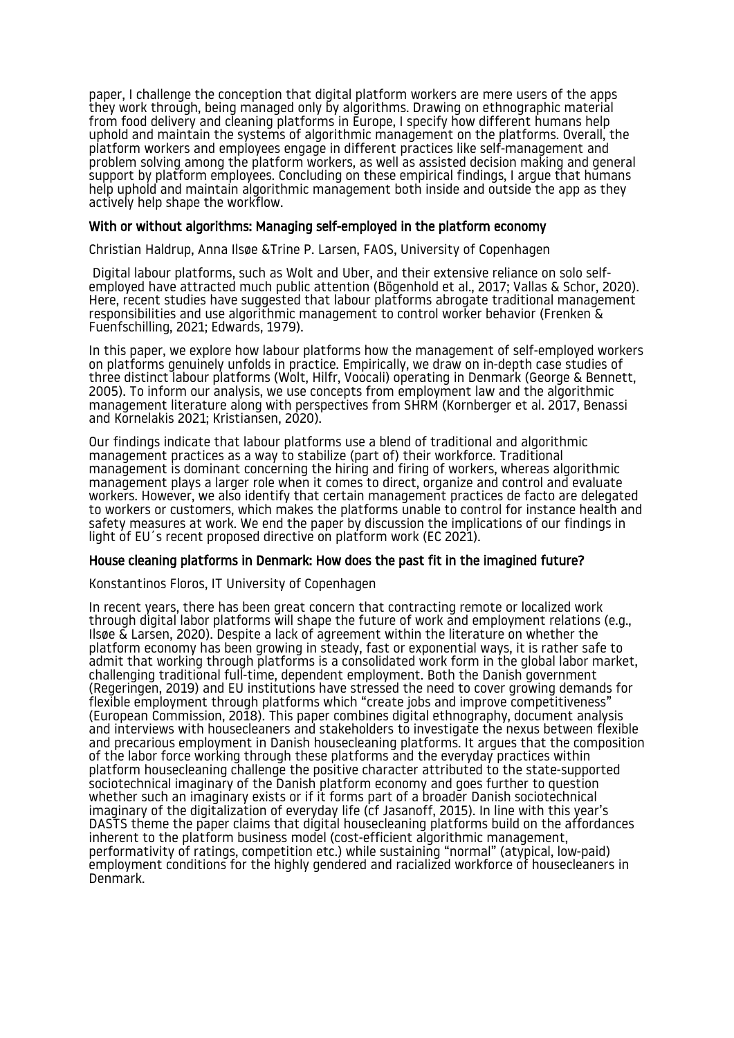paper, I challenge the conception that digital platform workers are mere users of the apps they work through, being managed only by algorithms. Drawing on ethnographic material from food delivery and cleaning platforms in Europe, I specify how different humans help uphold and maintain the systems of algorithmic management on the platforms. Overall, the platform workers and employees engage in different practices like self-management and problem solving among the platform workers, as well as assisted decision making and general support by platform employees. Concluding on these empirical findings, I argue that humans help uphold and maintain algorithmic management both inside and outside the app as they actively help shape the workflow.

### With or without algorithms: Managing self-employed in the platform economy

Christian Haldrup, Anna Ilsøe &Trine P. Larsen, FAOS, University of Copenhagen

Digital labour platforms, such as Wolt and Uber, and their extensive reliance on solo self-employed have attracted much public attention (Bögenhold et al., 2017; Vallas & Schor, 2020). Here, recent studies have suggested that labour platforms abrogate traditional management responsibilities and use algorithmic management to control worker behavior (Frenken & Fuenfschilling, 2021; Edwards, 1979).

In this paper, we explore how labour platforms how the management of self-employed workers on platforms genuinely unfolds in practice. Empirically, we draw on in-depth case studies of three distinct labour platforms (Wolt, Hilfr, Voocali) operating in Denmark (George & Bennett, 2005). To inform our analysis, we use concepts from employment law and the algorithmic management literature along with perspectives from SHRM (Kornberger et al. 2017, Benassi and Kornelakis 2021; Kristiansen, 2020).

Our findings indicate that labour platforms use a blend of traditional and algorithmic management practices as a way to stabilize (part of) their workforce. Traditional management is dominant concerning the hiring and firing of workers, whereas algorithmic management plays a larger role when it comes to direct, organize and control and evaluate workers. However, we also identify that certain management practices de facto are delegated to workers or customers, which makes the platforms unable to control for instance health and safety measures at work. We end the paper by discussion the implications of our findings in light of EU´s recent proposed directive on platform work (EC 2021).

### House cleaning platforms in Denmark: How does the past fit in the imagined future?

Konstantinos Floros, IT University of Copenhagen

In recent years, there has been great concern that contracting remote or localized work through digital labor platforms will shape the future of work and employment relations (e.g., Ilsøe & Larsen, 2020). Despite a lack of agreement within the literature on whether the platform economy has been growing in steady, fast or exponential ways, it is rather safe to admit that working through platforms is a consolidated work form in the global labor market, challenging traditional full-time, dependent employment. Both the Danish government (Regeringen, 2019) and EU institutions have stressed the need to cover growing demands for flexible employment through platforms which "create jobs and improve competitiveness" (European Commission, 2018). This paper combines digital ethnography, document analysis and interviews with housecleaners and stakeholders to investigate the nexus between flexible and precarious employment in Danish housecleaning platforms. It argues that the composition of the labor force working through these platforms and the everyday practices within platform housecleaning challenge the positive character attributed to the state-supported sociotechnical imaginary of the Danish platform economy and goes further to question whether such an imaginary exists or if it forms part of a broader Danish sociotechnical imaginary of the digitalization of everyday life (cf Jasanoff, 2015). In line with this year's DASTS theme the paper claims that digital housecleaning platforms build on the affordances inherent to the platform business model (cost-efficient algorithmic management, performativity of ratings, competition etc.) while sustaining "normal" (atypical, low-paid) employment conditions for the highly gendered and racialized workforce of housecleaners in Denmark.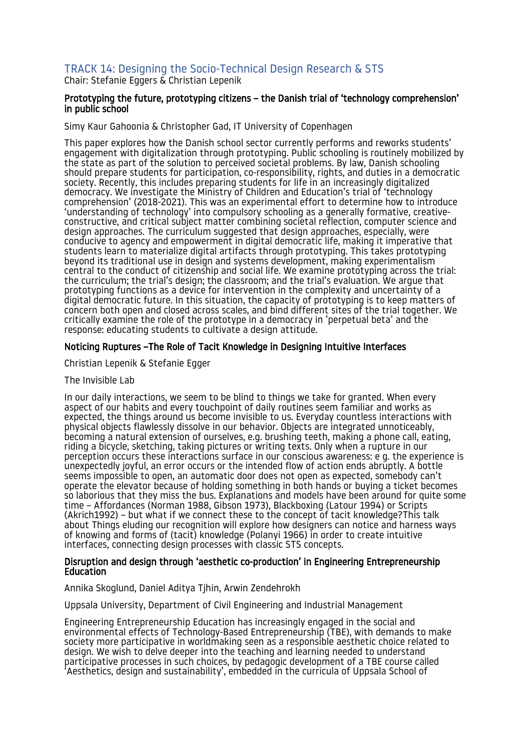## TRACK 14: Designing the Socio-Technical Design Research & STS

Chair: Stefanie Eggers & Christian Lepenik

### Prototyping the future, prototyping citizens – the Danish trial of 'technology comprehension' in public school

Simy Kaur Gahoonia & Christopher Gad, IT University of Copenhagen

This paper explores how the Danish school sector currently performs and reworks students' engagement with digitalization through prototyping. Public schooling is routinely mobilized by the state as part of the solution to perceived societal problems. By law, Danish schooling should prepare students for participation, co-responsibility, rights, and duties in a democratic society. Recently, this includes preparing students for life in an increasingly digitalized democracy. We investigate the Ministry of Children and Education's trial of 'technology comprehension' (2018-2021). This was an experimental effort to determine how to introduce 'understanding of technology' into compulsory schooling as a generally formative, creative-constructive, and critical subject matter combining societal reflection, computer science and design approaches. The curriculum suggested that design approaches, especially, were conducive to agency and empowerment in digital democratic life, making it imperative that students learn to materialize digital artifacts through prototyping. This takes prototyping beyond its traditional use in design and systems development, making experimentalism central to the conduct of citizenship and social life. We examine prototyping across the trial: the curriculum; the trial's design; the classroom; and the trial's evaluation. We argue that prototyping functions as a device for intervention in the complexity and uncertainty of a digital democratic future. In this situation, the capacity of prototyping is to keep matters of concern both open and closed across scales, and bind different sites of the trial together. We critically examine the role of the prototype in a democracy in 'perpetual beta' and the response: educating students to cultivate a design attitude.

### Noticing Ruptures –The Role of Tacit Knowledge in Designing Intuitive Interfaces

Christian Lepenik & Stefanie Egger

The Invisible Lab

In our daily interactions, we seem to be blind to things we take for granted. When every aspect of our habits and every touchpoint of daily routines seem familiar and works as expected, the things around us become invisible to us. Everyday countless interactions with physical objects flawlessly dissolve in our behavior. Objects are integrated unnoticeably, becoming a natural extension of ourselves, e.g. brushing teeth, making a phone call, eating, riding a bicycle, sketching, taking pictures or writing texts. Only when a rupture in our perception occurs these interactions surface in our conscious awareness: e g. the experience is unexpectedly joyful, an error occurs or the intended flow of action ends abruptly. A bottle seems impossible to open, an automatic door does not open as expected, somebody can't operate the elevator because of holding something in both hands or buying a ticket becomes so laborious that they miss the bus. Explanations and models have been around for quite some time – Affordances (Norman 1988, Gibson 1973), Blackboxing (Latour 1994) or Scripts (Akrich1992) – but what if we connect these to the concept of tacit knowledge?This talk about Things eluding our recognition will explore how designers can notice and harness ways of knowing and forms of (tacit) knowledge (Polanyi 1966) in order to create intuitive interfaces, connecting design processes with classic STS concepts.

### Disruption and design through 'aesthetic co-production' in Engineering Entrepreneurship Education

Annika Skoglund, Daniel Aditya Tjhin, Arwin Zendehrokh

Uppsala University, Department of Civil Engineering and Industrial Management

Engineering Entrepreneurship Education has increasingly engaged in the social and environmental effects of Technology-Based Entrepreneurship (TBE), with demands to make society more participative in worldmaking seen as a responsible aesthetic choice related to design. We wish to delve deeper into the teaching and learning needed to understand participative processes in such choices, by pedagogic development of a TBE course called 'Aesthetics, design and sustainability', embedded in the curricula of Uppsala School of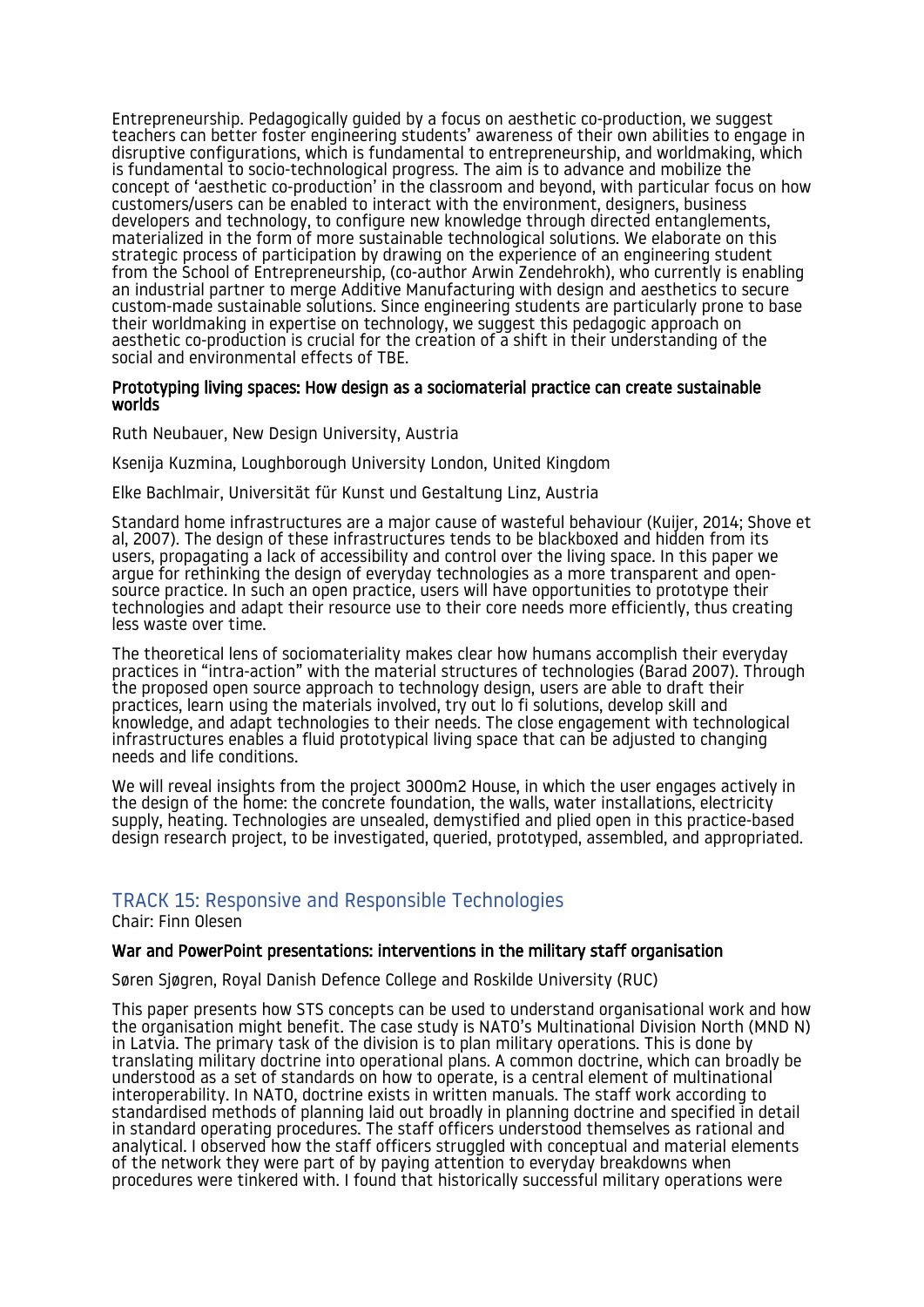Entrepreneurship. Pedagogically guided by a focus on aesthetic co-production, we suggest teachers can better foster engineering students' awareness of their own abilities to engage in disruptive configurations, which is fundamental to entrepreneurship, and worldmaking, which is fundamental to socio-technological progress. The aim is to advance and mobilize the concept of 'aesthetic co-production' in the classroom and beyond, with particular focus on how customers/users can be enabled to interact with the environment, designers, business developers and technology, to configure new knowledge through directed entanglements, materialized in the form of more sustainable technological solutions. We elaborate on this strategic process of participation by drawing on the experience of an engineering student from the School of Entrepreneurship, (co-author Arwin Zendehrokh), who currently is enabling an industrial partner to merge Additive Manufacturing with design and aesthetics to secure custom-made sustainable solutions. Since engineering students are particularly prone to base their worldmaking in expertise on technology, we suggest this pedagogic approach on aesthetic co-production is crucial for the creation of a shift in their understanding of the social and environmental effects of TBE.

**Prototyping living spaces: How design as a sociomaterial practice can create sustainable worlds**

Ruth Neubauer, New Design University, Austria

Ksenija Kuzmina, Loughborough University London, United Kingdom

Elke Bachlmair, Universität für Kunst und Gestaltung Linz, Austria

Standard home infrastructures are a major cause of wasteful behaviour (Kuijer, 2014; Shove et al, 2007). The design of these infrastructures tends to be blackboxed and hidden from its users, propagating a lack of accessibility and control over the living space. In this paper we argue for rethinking the design of everyday technologies as a more transparent and open-source practice. In such an open practice, users will have opportunities to prototype their technologies and adapt their resource use to their core needs more efficiently, thus creating less waste over time.

The theoretical lens of sociomateriality makes clear how humans accomplish their everyday practices in "intra-action" with the material structures of technologies (Barad 2007). Through the proposed open source approach to technology design, users are able to draft their practices, learn using the materials involved, try out lo fi solutions, develop skill and knowledge, and adapt technologies to their needs. The close engagement with technological infrastructures enables a fluid prototypical living space that can be adjusted to changing needs and life conditions.

We will reveal insights from the project 3000m2 House, in which the user engages actively in the design of the home: the concrete foundation, the walls, water installations, electricity supply, heating. Technologies are unsealed, demystified and plied open in this practice-based design research project, to be investigated, queried, prototyped, assembled, and appropriated.

## TRACK 15: Responsive and Responsible Technologies

Chair: Finn Olesen

**War and PowerPoint presentations: interventions in the military staff organisation**

Søren Sjøgren, Royal Danish Defence College and Roskilde University (RUC)

This paper presents how STS concepts can be used to understand organisational work and how the organisation might benefit. The case study is NATO's Multinational Division North (MND N) in Latvia. The primary task of the division is to plan military operations. This is done by translating military doctrine into operational plans. A common doctrine, which can broadly be understood as a set of standards on how to operate, is a central element of multinational interoperability. In NATO, doctrine exists in written manuals. The staff work according to standardised methods of planning laid out broadly in planning doctrine and specified in detail in standard operating procedures. The staff officers understood themselves as rational and analytical. I observed how the staff officers struggled with conceptual and material elements of the network they were part of by paying attention to everyday breakdowns when procedures were tinkered with. I found that historically successful military operations were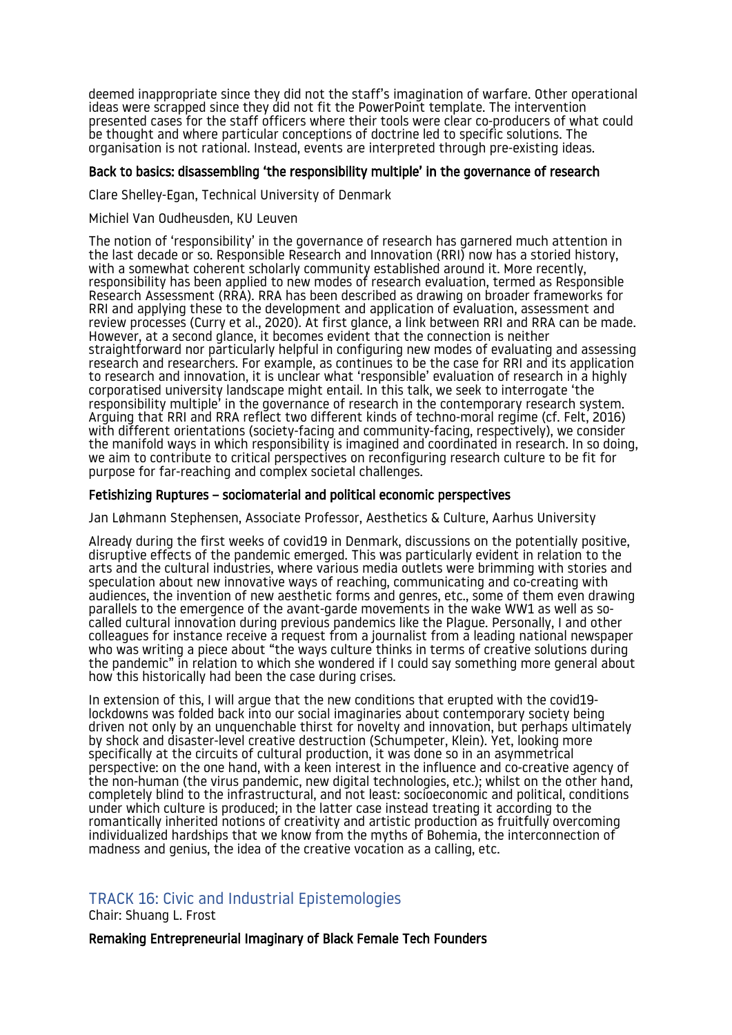deemed inappropriate since they did not the staff's imagination of warfare. Other operational ideas were scrapped since they did not fit the PowerPoint template. The intervention presented cases for the staff officers where their tools were clear co-producers of what could be thought and where particular conceptions of doctrine led to specific solutions. The organisation is not rational. Instead, events are interpreted through pre-existing ideas.

### Back to basics: disassembling 'the responsibility multiple' in the governance of research

Clare Shelley-Egan, Technical University of Denmark

Michiel Van Oudheusden, KU Leuven

The notion of 'responsibility' in the governance of research has garnered much attention in the last decade or so. Responsible Research and Innovation (RRI) now has a storied history, with a somewhat coherent scholarly community established around it. More recently, responsibility has been applied to new modes of research evaluation, termed as Responsible Research Assessment (RRA). RRA has been described as drawing on broader frameworks for RRI and applying these to the development and application of evaluation, assessment and review processes (Curry et al., 2020). At first glance, a link between RRI and RRA can be made. However, at a second glance, it becomes evident that the connection is neither straightforward nor particularly helpful in configuring new modes of evaluating and assessing research and researchers. For example, as continues to be the case for RRI and its application to research and innovation, it is unclear what 'responsible' evaluation of research in a highly corporatised university landscape might entail. In this talk, we seek to interrogate 'the responsibility multiple' in the governance of research in the contemporary research system. Arguing that RRI and RRA reflect two different kinds of techno-moral regime (cf. Felt, 2016) with different orientations (society-facing and community-facing, respectively), we consider the manifold ways in which responsibility is imagined and coordinated in research. In so doing, we aim to contribute to critical perspectives on reconfiguring research culture to be fit for purpose for far-reaching and complex societal challenges.

### Fetishizing Ruptures – sociomaterial and political economic perspectives

Jan Løhmann Stephensen, Associate Professor, Aesthetics & Culture, Aarhus University

Already during the first weeks of covid19 in Denmark, discussions on the potentially positive, disruptive effects of the pandemic emerged. This was particularly evident in relation to the arts and the cultural industries, where various media outlets were brimming with stories and speculation about new innovative ways of reaching, communicating and co-creating with audiences, the invention of new aesthetic forms and genres, etc., some of them even drawing parallels to the emergence of the avant-garde movements in the wake WW1 as well as so-called cultural innovation during previous pandemics like the Plague. Personally, I and other colleagues for instance receive a request from a journalist from a leading national newspaper who was writing a piece about "the ways culture thinks in terms of creative solutions during the pandemic" in relation to which she wondered if I could say something more general about how this historically had been the case during crises.

In extension of this, I will argue that the new conditions that erupted with the covid19-lockdowns was folded back into our social imaginaries about contemporary society being driven not only by an unquenchable thirst for novelty and innovation, but perhaps ultimately by shock and disaster-level creative destruction (Schumpeter, Klein). Yet, looking more specifically at the circuits of cultural production, it was done so in an asymmetrical perspective: on the one hand, with a keen interest in the influence and co-creative agency of the non-human (the virus pandemic, new digital technologies, etc.); whilst on the other hand, completely blind to the infrastructural, and not least: socioeconomic and political, conditions under which culture is produced; in the latter case instead treating it according to the romantically inherited notions of creativity and artistic production as fruitfully overcoming individualized hardships that we know from the myths of Bohemia, the interconnection of madness and genius, the idea of the creative vocation as a calling, etc.

## TRACK 16: Civic and Industrial Epistemologies

Chair: Shuang L. Frost

### Remaking Entrepreneurial Imaginary of Black Female Tech Founders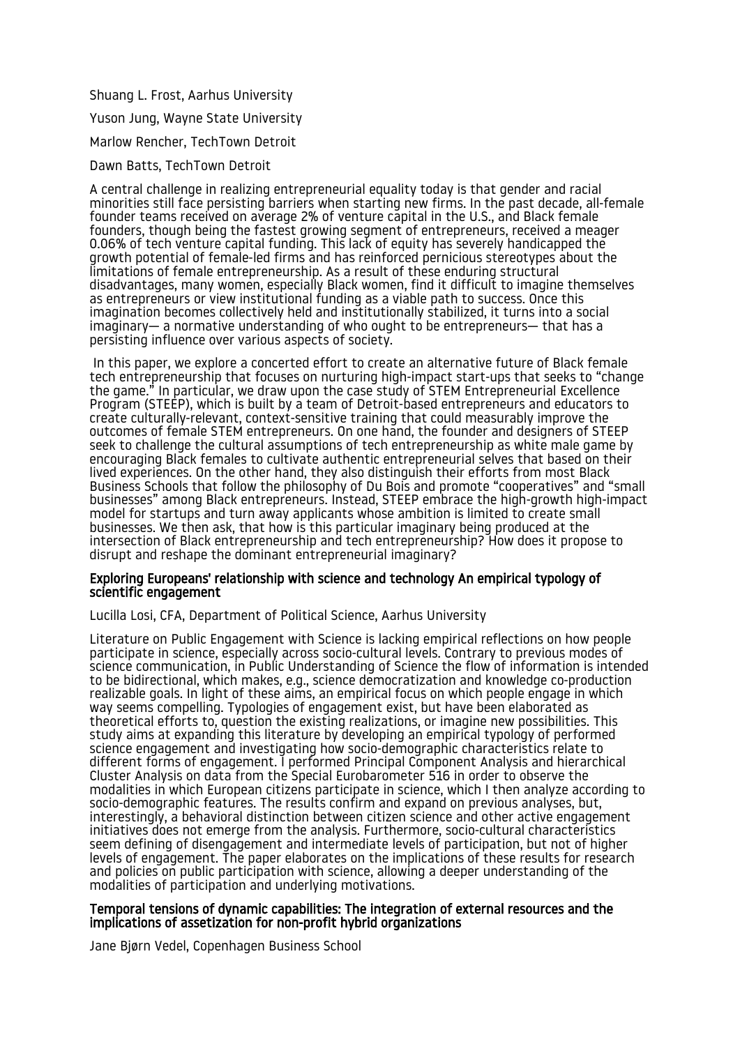Shuang L. Frost, Aarhus University

Yuson Jung, Wayne State University

Marlow Rencher, TechTown Detroit

Dawn Batts, TechTown Detroit

A central challenge in realizing entrepreneurial equality today is that gender and racial minorities still face persisting barriers when starting new firms. In the past decade, all-female founder teams received on average 2% of venture capital in the U.S., and Black female founders, though being the fastest growing segment of entrepreneurs, received a meager 0.06% of tech venture capital funding. This lack of equity has severely handicapped the growth potential of female-led firms and has reinforced pernicious stereotypes about the limitations of female entrepreneurship. As a result of these enduring structural disadvantages, many women, especially Black women, find it difficult to imagine themselves as entrepreneurs or view institutional funding as a viable path to success. Once this imagination becomes collectively held and institutionally stabilized, it turns into a social imaginary— a normative understanding of who ought to be entrepreneurs— that has a persisting influence over various aspects of society.

In this paper, we explore a concerted effort to create an alternative future of Black female tech entrepreneurship that focuses on nurturing high-impact start-ups that seeks to "change the game." In particular, we draw upon the case study of STEM Entrepreneurial Excellence Program (STEEP), which is built by a team of Detroit-based entrepreneurs and educators to create culturally-relevant, context-sensitive training that could measurably improve the outcomes of female STEM entrepreneurs. On one hand, the founder and designers of STEEP seek to challenge the cultural assumptions of tech entrepreneurship as white male game by encouraging Black females to cultivate authentic entrepreneurial selves that based on their lived experiences. On the other hand, they also distinguish their efforts from most Black Business Schools that follow the philosophy of Du Bois and promote "cooperatives" and "small businesses" among Black entrepreneurs. Instead, STEEP embrace the high-growth high-impact model for startups and turn away applicants whose ambition is limited to create small businesses. We then ask, that how is this particular imaginary being produced at the intersection of Black entrepreneurship and tech entrepreneurship? How does it propose to disrupt and reshape the dominant entrepreneurial imaginary?

### Exploring Europeans' relationship with science and technology An empirical typology of scientific engagement

Lucilla Losi, CFA, Department of Political Science, Aarhus University

Literature on Public Engagement with Science is lacking empirical reflections on how people participate in science, especially across socio-cultural levels. Contrary to previous modes of science communication, in Public Understanding of Science the flow of information is intended to be bidirectional, which makes, e.g., science democratization and knowledge co-production realizable goals. In light of these aims, an empirical focus on which people engage in which way seems compelling. Typologies of engagement exist, but have been elaborated as theoretical efforts to, question the existing realizations, or imagine new possibilities. This study aims at expanding this literature by developing an empirical typology of performed science engagement and investigating how socio-demographic characteristics relate to different forms of engagement. I performed Principal Component Analysis and hierarchical Cluster Analysis on data from the Special Eurobarometer 516 in order to observe the modalities in which European citizens participate in science, which I then analyze according to socio-demographic features. The results confirm and expand on previous analyses, but, interestingly, a behavioral distinction between citizen science and other active engagement initiatives does not emerge from the analysis. Furthermore, socio-cultural characteristics seem defining of disengagement and intermediate levels of participation, but not of higher levels of engagement. The paper elaborates on the implications of these results for research and policies on public participation with science, allowing a deeper understanding of the modalities of participation and underlying motivations.

### Temporal tensions of dynamic capabilities: The integration of external resources and the implications of assetization for non-profit hybrid organizations

Jane Bjørn Vedel, Copenhagen Business School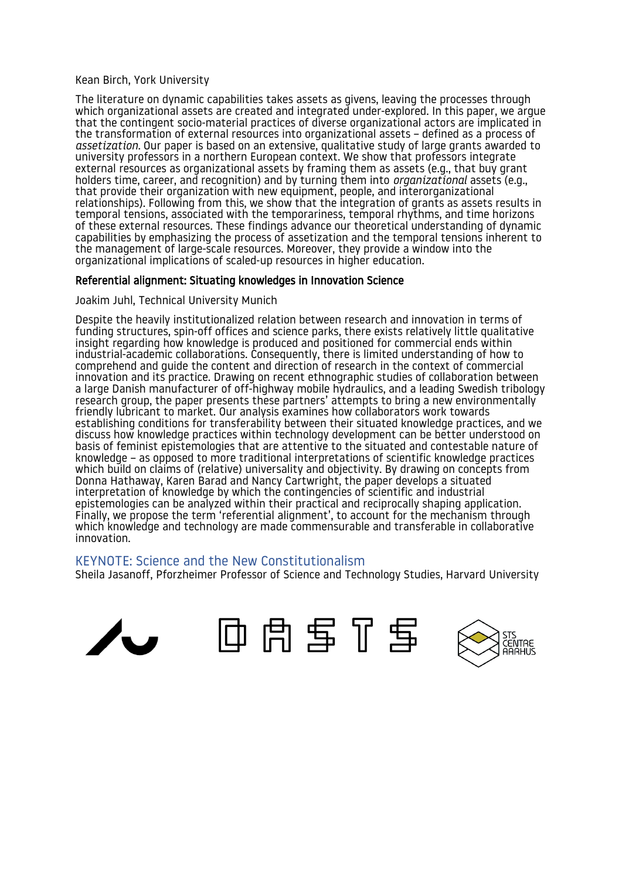Kean Birch, York University

The literature on dynamic capabilities takes assets as givens, leaving the processes through which organizational assets are created and integrated under-explored. In this paper, we argue that the contingent socio-material practices of diverse organizational actors are implicated in the transformation of external resources into organizational assets – defined as a process of *assetization*. Our paper is based on an extensive, qualitative study of large grants awarded to university professors in a northern European context. We show that professors integrate external resources as organizational assets by framing them as assets (e.g., that buy grant holders time, career, and recognition) and by turning them into *organizational* assets (e.g., that provide their organization with new equipment, people, and interorganizational relationships). Following from this, we show that the integration of grants as assets results in temporal tensions, associated with the temporariness, temporal rhythms, and time horizons of these external resources. These findings advance our theoretical understanding of dynamic capabilities by emphasizing the process of assetization and the temporal tensions inherent to the management of large-scale resources. Moreover, they provide a window into the organizational implications of scaled-up resources in higher education.

### Referential alignment: Situating knowledges in Innovation Science

Joakim Juhl, Technical University Munich

Despite the heavily institutionalized relation between research and innovation in terms of funding structures, spin-off offices and science parks, there exists relatively little qualitative insight regarding how knowledge is produced and positioned for commercial ends within industrial-academic collaborations. Consequently, there is limited understanding of how to comprehend and guide the content and direction of research in the context of commercial innovation and its practice. Drawing on recent ethnographic studies of collaboration between a large Danish manufacturer of off-highway mobile hydraulics, and a leading Swedish tribology research group, the paper presents these partners' attempts to bring a new environmentally friendly lubricant to market. Our analysis examines how collaborators work towards establishing conditions for transferability between their situated knowledge practices, and we discuss how knowledge practices within technology development can be better understood on basis of feminist epistemologies that are attentive to the situated and contestable nature of knowledge – as opposed to more traditional interpretations of scientific knowledge practices which build on claims of (relative) universality and objectivity. By drawing on concepts from Donna Hathaway, Karen Barad and Nancy Cartwright, the paper develops a situated interpretation of knowledge by which the contingencies of scientific and industrial epistemologies can be analyzed within their practical and reciprocally shaping application. Finally, we propose the term 'referential alignment', to account for the mechanism through which knowledge and technology are made commensurable and transferable in collaborative innovation.

## KEYNOTE: Science and the New Constitutionalism

Sheila Jasanoff, Pforzheimer Professor of Science and Technology Studies, Harvard University